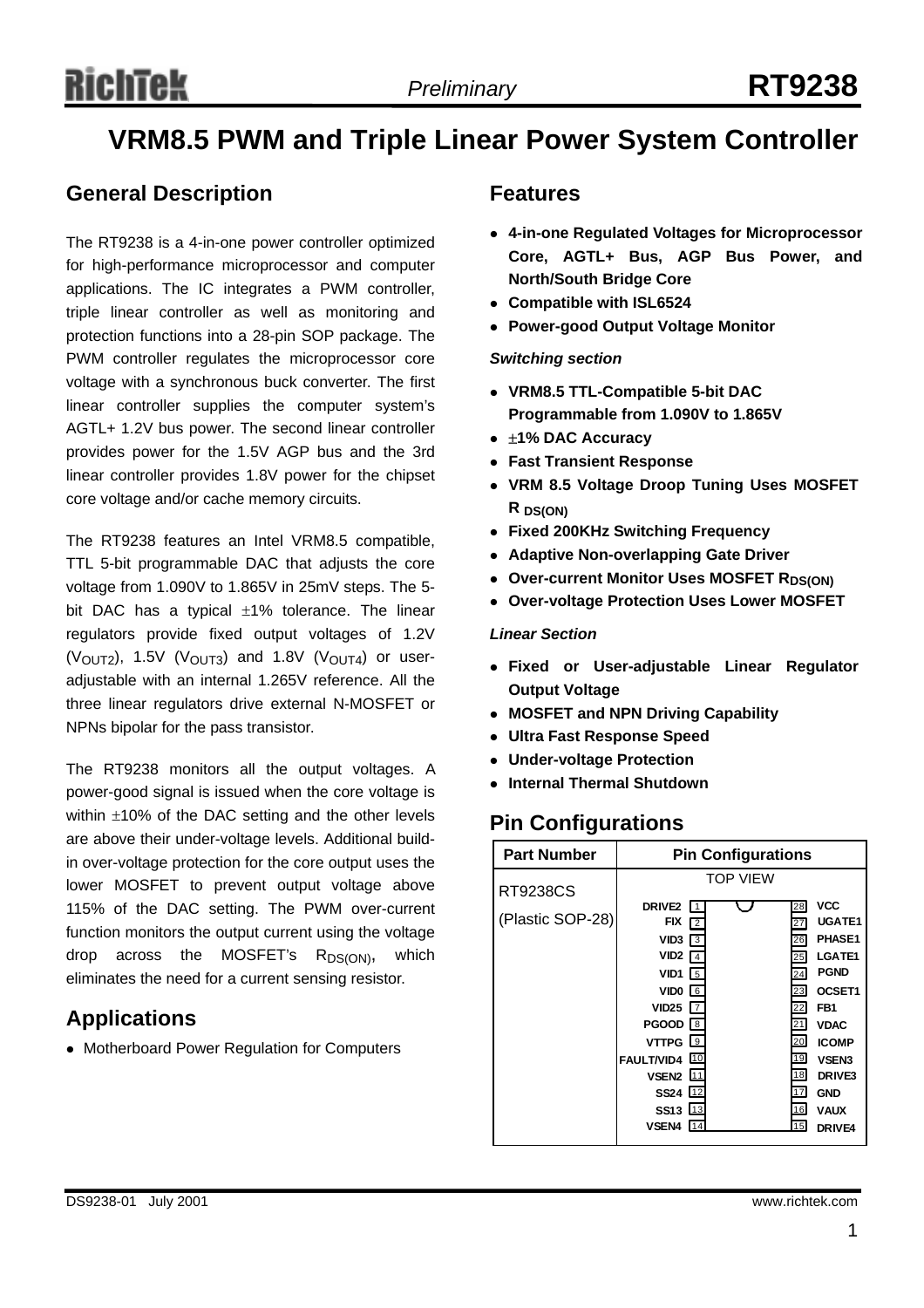# VRM8.5 PWM and Triple Linear Power System Controller

## General Description

The RT9238 is a 4-in-one power controller optimized for high-performance microprocessor and computer applications. The IC integrates a PWM controller, triple linear controller as well as monitoring and protection functions into a 28-pin SOP package. The PWM controller regulates the microprocessor core voltage with a synchronous buck converter. The first linear controller supplies the computer system's AGTL+ 1.2V bus power. The second linear controller provides power for the 1.5V AGP bus and the 3rd linear controller provides 1.8V power for the chipset core voltage and/or cache memory circuits.

The RT9238 features an Intel VRM8.5 compatible, TTL 5-bit programmable DAC that adjusts the core voltage from 1.090V to 1.865V in 25mV steps. The 5-bit DAC has a typical ±1% tolerance. The linear regulators provide fixed output voltages of 1.2V ($V_{OUT2}$), 1.5V ($V_{OUT3}$) and 1.8V ($V_{OUT4}$) or user-adjustable with an internal 1.265V reference. All the three linear regulators drive external N-MOSFET or NPNs bipolar for the pass transistor.

The RT9238 monitors all the output voltages. A power-good signal is issued when the core voltage is within ±10% of the DAC setting and the other levels are above their under-voltage levels. Additional build-in over-voltage protection for the core output uses the lower MOSFET to prevent output voltage above 115% of the DAC setting. The PWM over-current function monitors the output current using the voltage drop across the MOSFET's $R_{DS(ON)}$, which eliminates the need for a current sensing resistor.

## Applications

- Motherboard Power Regulation for Computers

## Features

- **4-in-one Regulated Voltages for Microprocessor Core, AGTL+ Bus, AGP Bus Power, and North/South Bridge Core**
- **Compatible with ISL6524**
- **Power-good Output Voltage Monitor**

***Switching section***

- **VRM8.5 TTL-Compatible 5-bit DAC Programmable from 1.090V to 1.865V**
- **±1% DAC Accuracy**
- **Fast Transient Response**
- **VRM 8.5 Voltage Droop Tuning Uses MOSFET $R_{DS(ON)}$**
- **Fixed 200KHz Switching Frequency**
- **Adaptive Non-overlapping Gate Driver**
- **Over-current Monitor Uses MOSFET $R_{DS(ON)}$**
- **Over-voltage Protection Uses Lower MOSFET**

***Linear Section***

- **Fixed or User-adjustable Linear Regulator Output Voltage**
- **MOSFET and NPN Driving Capability**
- **Ultra Fast Response Speed**
- **Under-voltage Protection**
- **Internal Thermal Shutdown**

## Pin Configurations

| Part Number | Pin Configurations |
|---|---|
| RT9238CS (Plastic SOP-28) | TOP VIEW |

TOP VIEW

| Pin | Name | Pin | Name |
|---|---|---|---|
| 1 | DRIVE2 | 28 | VCC |
| 2 | FIX | 27 | UGATE1 |
| 3 | VID3 | 26 | PHASE1 |
| 4 | VID2 | 25 | LGATE1 |
| 5 | VID1 | 24 | PGND |
| 6 | VID0 | 23 | OCSET1 |
| 7 | VID25 | 22 | FB1 |
| 8 | PGOOD | 21 | VDAC |
| 9 | VTTPG | 20 | ICOMP |
| 10 | FAULT/VID4 | 19 | VSEN3 |
| 11 | VSEN2 | 18 | DRIVE3 |
| 12 | SS24 | 17 | GND |
| 13 | SS13 | 16 | VAUX |
| 14 | VSEN4 | 15 | DRIVE4 |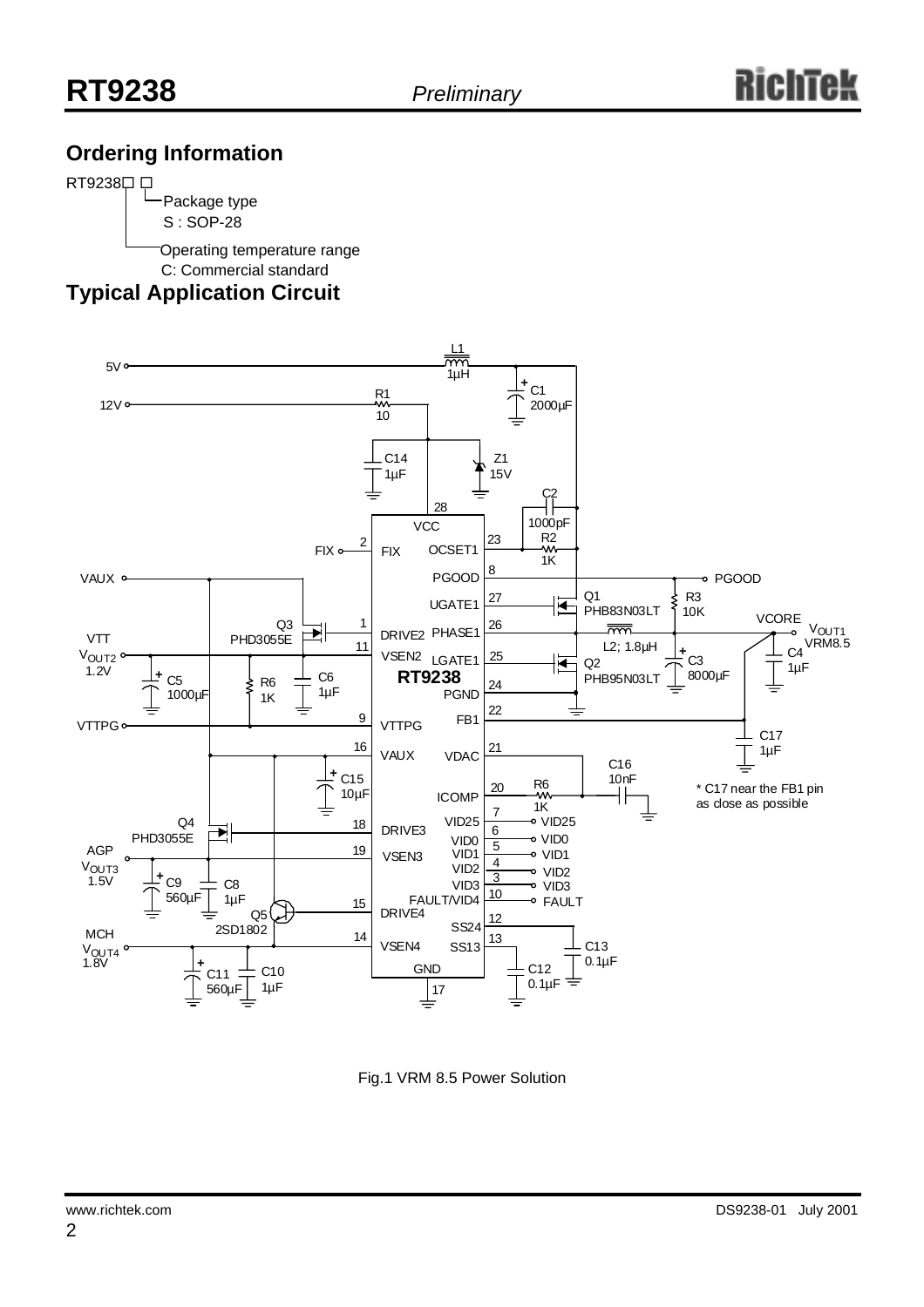## Ordering Information

RT9238□ □

- Package type
  - S : SOP-28
- Operating temperature range
  - C: Commercial standard

## Typical Application Circuit

5V
12V
L1
1μH
C1
2000μF
R1
10
C14
1μF
Z1
15V
C2
1000pF
R2
1K
28
VCC
2
FIX
FIX
23
OCSET1
VAUX
8
PGOOD
PGOOD
27
UGATE1
Q1
PHB83N03LT
R3
10K
VCORE
$V_{OUT1}$
VRM8.5
Q3
PHD3055E
1
DRIVE2
26
PHASE1
L2; 1.8μH
C3
8000μF
C4
1μF
VTT
$V_{OUT2}$
1.2V
11
VSEN2
25
LGATE1
Q2
PHB95N03LT
C5
1000μF
R6
1K
C6
1μF
RT9238
24
PGND
9
VTTPG
VTTPG
22
FB1
C17
1μF
16
VAUX
21
VDAC
C16
10nF
C15
10μF
20
ICOMP
R6
1K
* C17 near the FB1 pin as close as possible
Q4
PHD3055E
7
VID25
VID25
18
DRIVE3
6
VID0
VID0
AGP
$V_{OUT3}$
1.5V
19
VSEN3
5
VID1
VID1
4
VID2
VID2
C9
560μF
C8
1μF
3
VID3
VID3
15
DRIVE4
10
FAULT/VID4
FAULT
Q5
2SD1802
12
SS24
MCH
$V_{OUT4}$
1.8V
14
VSEN4
13
SS13
C13
0.1μF
C11
560μF
C10
1μF
GND
17
C12
0.1μF

Fig.1 VRM 8.5 Power Solution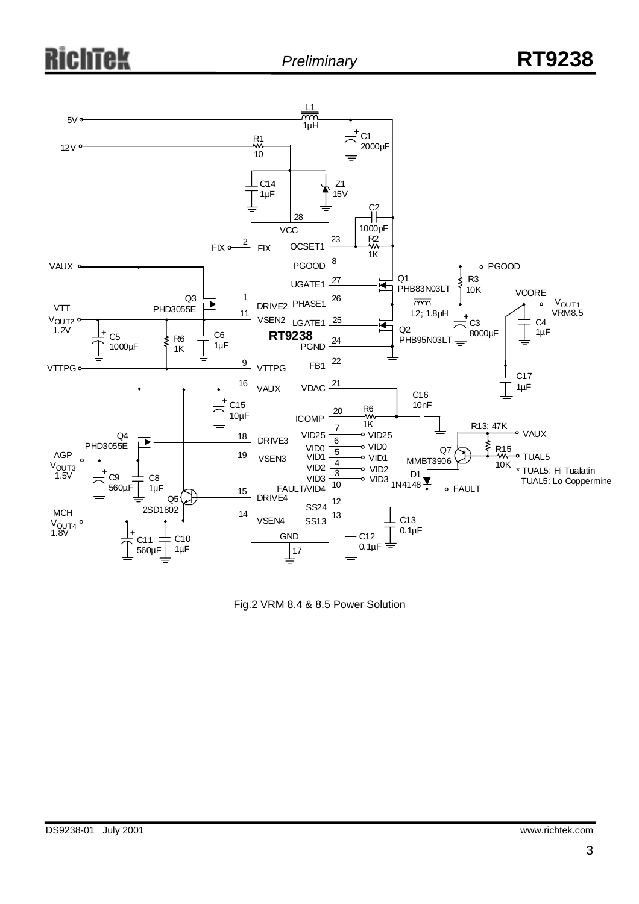5V
L1
1μH
12V
R1
10
C1
2000μF
C14
1μF
Z1
15V
C2
1000pF
28
VCC
23
R2
1K
OCSET1
FIX
2
FIX
VAUX
8
PGOOD
PGOOD
27
UGATE1
Q1
PHB83N03LT
R3
10K
VCORE
Q3
PHD3055E
1
DRIVE2
26
PHASE1
$V_{OUT1}$
VRM8.5
VTT
$V_{OUT2}$
1.2V
11
VSEN2
L2; 1.8μH
25
LGATE1
C3
8000μF
C4
1μF
Q2
PHB95N03LT
C5
1000μF
R6
1K
C6
1μF
RT9238
24
PGND
VTTPG
9
VTTPG
22
FB1
C17
1μF
16
VAUX
21
VDAC
C16
10nF
C15
10μF
20
ICOMP
R6
1K
Q4
PHD3055E
18
DRIVE3
7
VID25
VID25
R13; 47K
VAUX
6
VID0
VID0
Q7
MMBT3906
R15
10K
TUAL5
AGP
$V_{OUT3}$
1.5V
19
VSEN3
5
VID1
VID1
4
VID2
VID2
3
VID3
VID3
\* TUAL5: Hi Tualatin
TUAL5: Lo Coppermine
C9
560μF
C8
1μF
Q5
2SD1802
15
DRIVE4
10
FAULT/VID4
D1
1N4148
FAULT
12
SS24
MCH
$V_{OUT4}$
1.8V
14
VSEN4
13
SS13
C13
0.1μF
C11
560μF
C10
1μF
GND
17
C12
0.1μF

Fig.2 VRM 8.4 & 8.5 Power Solution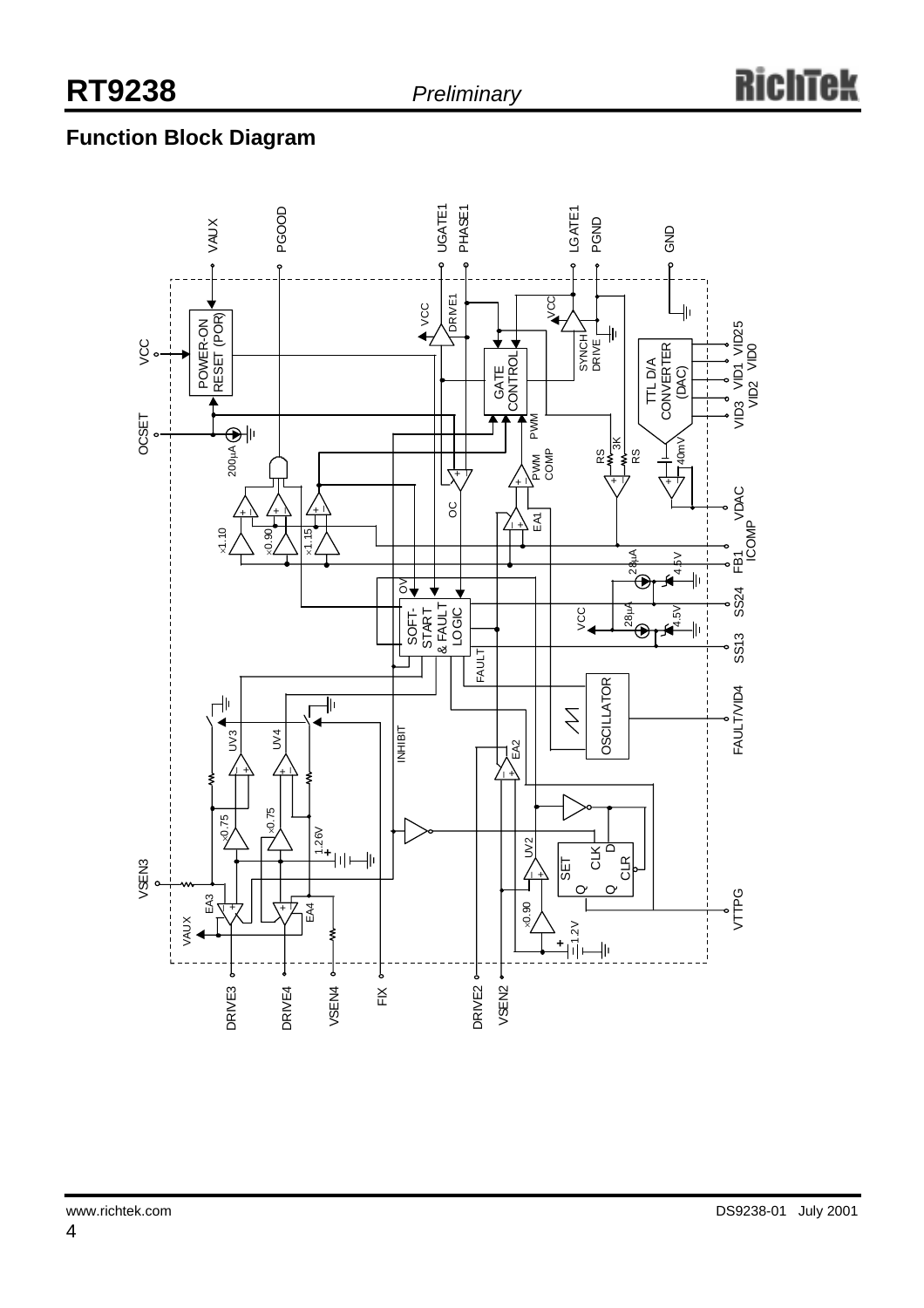## Function Block Diagram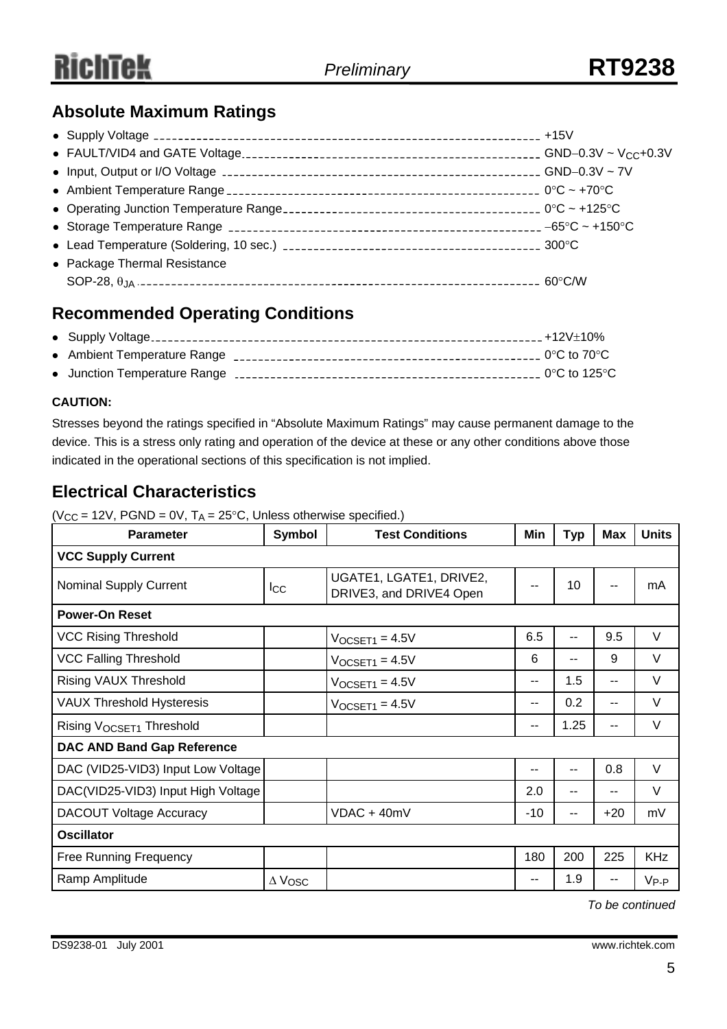## Absolute Maximum Ratings

- Supply Voltage ---------- +15V
- FAULT/VID4 and GATE Voltage ---------- GND−0.3V ~ $V_{CC}$+0.3V
- Input, Output or I/O Voltage ---------- GND−0.3V ~ 7V
- Ambient Temperature Range ---------- 0°C ~ +70°C
- Operating Junction Temperature Range ---------- 0°C ~ +125°C
- Storage Temperature Range ---------- −65°C ~ +150°C
- Lead Temperature (Soldering, 10 sec.) ---------- 300°C
- Package Thermal Resistance
  SOP-28, $\theta_{JA}$ ---------- 60°C/W

## Recommended Operating Conditions

- Supply Voltage ---------- +12V±10%
- Ambient Temperature Range ---------- 0°C to 70°C
- Junction Temperature Range ---------- 0°C to 125°C

**CAUTION:**

Stresses beyond the ratings specified in "Absolute Maximum Ratings" may cause permanent damage to the device. This is a stress only rating and operation of the device at these or any other conditions above those indicated in the operational sections of this specification is not implied.

## Electrical Characteristics

($V_{CC}$ = 12V, PGND = 0V, $T_A$ = 25°C, Unless otherwise specified.)

| Parameter | Symbol | Test Conditions | Min | Typ | Max | Units |
|---|---|---|---|---|---|---|
| **VCC Supply Current** | | | | | | |
| Nominal Supply Current | $I_{CC}$ | UGATE1, LGATE1, DRIVE2, DRIVE3, and DRIVE4 Open | -- | 10 | -- | mA |
| **Power-On Reset** | | | | | | |
| VCC Rising Threshold | | $V_{OCSET1}$ = 4.5V | 6.5 | -- | 9.5 | V |
| VCC Falling Threshold | | $V_{OCSET1}$ = 4.5V | 6 | -- | 9 | V |
| Rising VAUX Threshold | | $V_{OCSET1}$ = 4.5V | -- | 1.5 | -- | V |
| VAUX Threshold Hysteresis | | $V_{OCSET1}$ = 4.5V | -- | 0.2 | -- | V |
| Rising $V_{OCSET1}$ Threshold | | | -- | 1.25 | -- | V |
| **DAC AND Band Gap Reference** | | | | | | |
| DAC (VID25-VID3) Input Low Voltage | | | -- | -- | 0.8 | V |
| DAC(VID25-VID3) Input High Voltage | | | 2.0 | -- | -- | V |
| DACOUT Voltage Accuracy | | VDAC + 40mV | -10 | -- | +20 | mV |
| **Oscillator** | | | | | | |
| Free Running Frequency | | | 180 | 200 | 225 | KHz |
| Ramp Amplitude | $\Delta V_{OSC}$ | | -- | 1.9 | -- | $V_{P-P}$ |

*To be continued*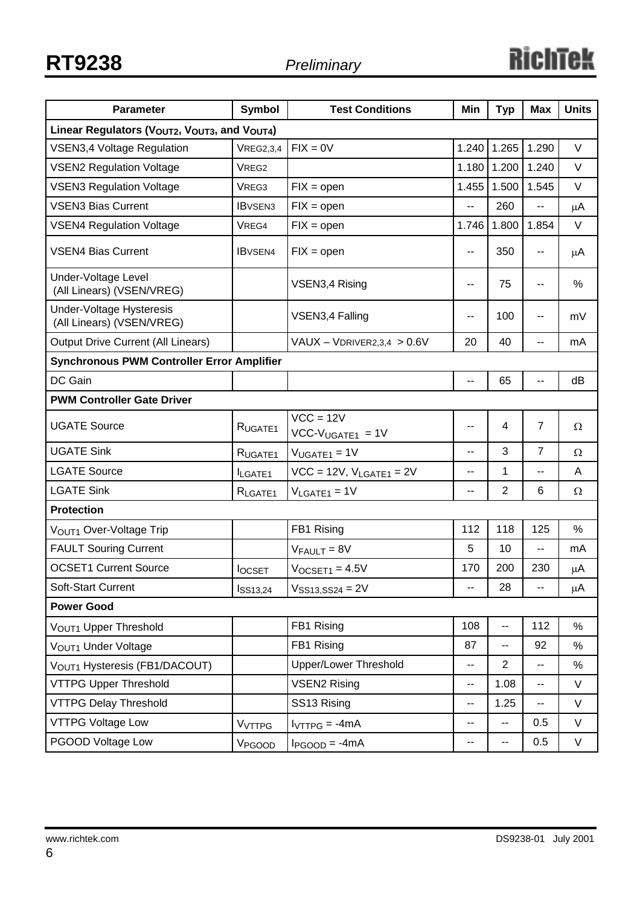| Parameter | Symbol | Test Conditions | Min | Typ | Max | Units |
|---|---|---|---|---|---|---|
| **Linear Regulators ($V_{OUT2}$, $V_{OUT3}$, and $V_{OUT4}$)** | | | | | | |
| VSEN3,4 Voltage Regulation | $V_{REG2,3,4}$ | FIX = 0V | 1.240 | 1.265 | 1.290 | V |
| VSEN2 Regulation Voltage | $V_{REG2}$ | | 1.180 | 1.200 | 1.240 | V |
| VSEN3 Regulation Voltage | $V_{REG3}$ | FIX = open | 1.455 | 1.500 | 1.545 | V |
| VSEN3 Bias Current | $IB_{VSEN3}$ | FIX = open | -- | 260 | -- | μA |
| VSEN4 Regulation Voltage | $V_{REG4}$ | FIX = open | 1.746 | 1.800 | 1.854 | V |
| VSEN4 Bias Current | $IB_{VSEN4}$ | FIX = open | -- | 350 | -- | μA |
| Under-Voltage Level (All Linears) (VSEN/VREG) | | VSEN3,4 Rising | -- | 75 | -- | % |
| Under-Voltage Hysteresis (All Linears) (VSEN/VREG) | | VSEN3,4 Falling | -- | 100 | -- | mV |
| Output Drive Current (All Linears) | | VAUX – $V_{DRIVER2,3,4}$ > 0.6V | 20 | 40 | -- | mA |
| **Synchronous PWM Controller Error Amplifier** | | | | | | |
| DC Gain | | | -- | 65 | -- | dB |
| **PWM Controller Gate Driver** | | | | | | |
| UGATE Source | $R_{UGATE1}$ | VCC = 12V, VCC-$V_{UGATE1}$ = 1V | -- | 4 | 7 | Ω |
| UGATE Sink | $R_{UGATE1}$ | $V_{UGATE1}$ = 1V | -- | 3 | 7 | Ω |
| LGATE Source | $I_{LGATE1}$ | VCC = 12V, $V_{LGATE1}$ = 2V | -- | 1 | -- | A |
| LGATE Sink | $R_{LGATE1}$ | $V_{LGATE1}$ = 1V | -- | 2 | 6 | Ω |
| **Protection** | | | | | | |
| $V_{OUT1}$ Over-Voltage Trip | | FB1 Rising | 112 | 118 | 125 | % |
| FAULT Souring Current | | $V_{FAULT}$ = 8V | 5 | 10 | -- | mA |
| OCSET1 Current Source | $I_{OCSET}$ | $V_{OCSET1}$ = 4.5V | 170 | 200 | 230 | μA |
| Soft-Start Current | $I_{SS13,24}$ | $V_{SS13,SS24}$ = 2V | -- | 28 | -- | μA |
| **Power Good** | | | | | | |
| $V_{OUT1}$ Upper Threshold | | FB1 Rising | 108 | -- | 112 | % |
| $V_{OUT1}$ Under Voltage | | FB1 Rising | 87 | -- | 92 | % |
| $V_{OUT1}$ Hysteresis (FB1/DACOUT) | | Upper/Lower Threshold | -- | 2 | -- | % |
| VTTPG Upper Threshold | | VSEN2 Rising | -- | 1.08 | -- | V |
| VTTPG Delay Threshold | | SS13 Rising | -- | 1.25 | -- | V |
| VTTPG Voltage Low | $V_{VTTPG}$ | $I_{VTTPG}$ = -4mA | -- | -- | 0.5 | V |
| PGOOD Voltage Low | $V_{PGOOD}$ | $I_{PGOOD}$ = -4mA | -- | -- | 0.5 | V |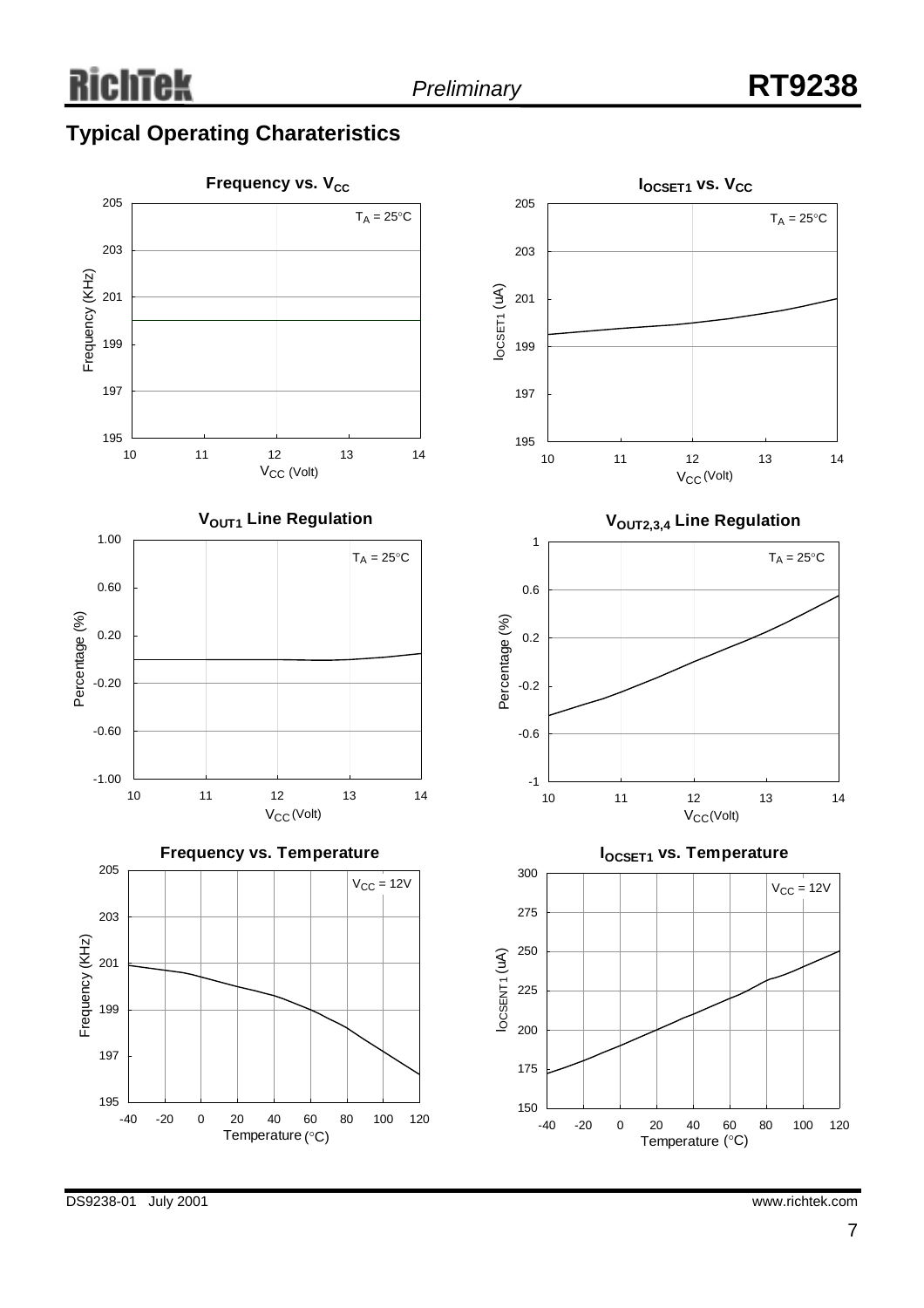## Typical Operating Charateristics

**Frequency vs. $V_{CC}$**

$T_A = 25°C$

Frequency (KHz)

205
203
201
199
197
195

10 11 12 13 14

$V_{CC}$ (Volt)

**$I_{OCSET1}$ vs. $V_{CC}$**

$T_A = 25°C$

$I_{OCSET1}$ (uA)

205
203
201
199
197
195

10 11 12 13 14

$V_{CC}$ (Volt)

**$V_{OUT1}$ Line Regulation**

$T_A = 25°C$

Percentage (%)

1.00
0.60
0.20
-0.20
-0.60
-1.00

10 11 12 13 14

$V_{CC}$ (Volt)

**$V_{OUT2,3,4}$ Line Regulation**

$T_A = 25°C$

Percentage (%)

1
0.6
0.2
-0.2
-0.6
-1

10 11 12 13 14

$V_{CC}$ (Volt)

**Frequency vs. Temperature**

$V_{CC} = 12V$

Frequency (KHz)

205
203
201
199
197
195

-40 -20 0 20 40 60 80 100 120

Temperature (°C)

**$I_{OCSET1}$ vs. Temperature**

$V_{CC} = 12V$

$I_{OCSENT1}$ (uA)

300
275
250
225
200
175
150

-40 -20 0 20 40 60 80 100 120

Temperature (°C)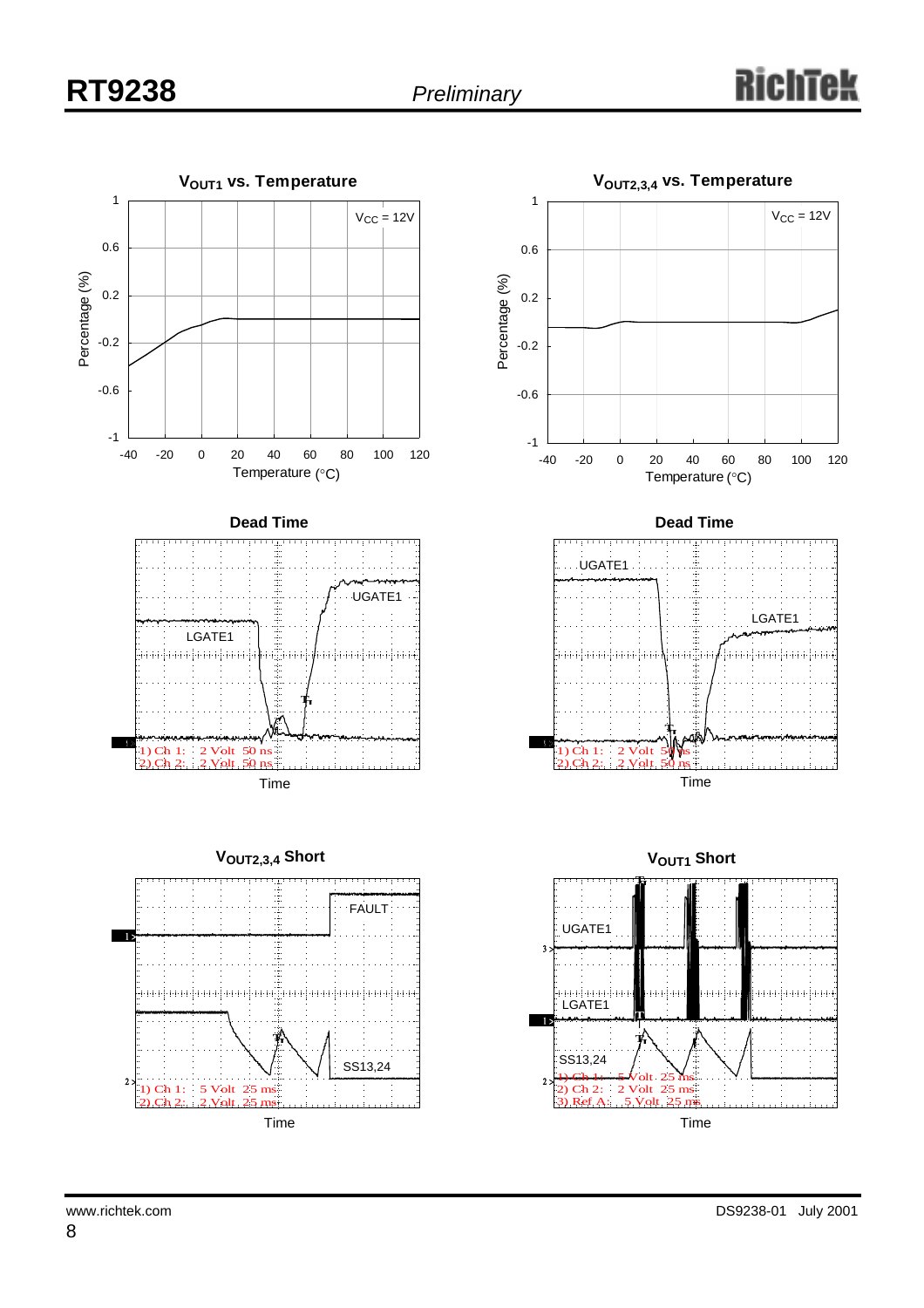### $V_{OUT1}$ vs. Temperature

$V_{CC}$ = 12V

Percentage (%)

1
0.6
0.2
-0.2
-0.6
-1

-40 -20 0 20 40 60 80 100 120

Temperature (°C)

### $V_{OUT2,3,4}$ vs. Temperature

$V_{CC}$ = 12V

Percentage (%)

1
0.6
0.2
-0.2
-0.6
-1

-40 -20 0 20 40 60 80 100 120

Temperature (°C)

### Dead Time

UGATE1

LGATE1

1) Ch 1: 2 Volt 50 ns
2) Ch 2: 2 Volt 50 ns

Time

### Dead Time

UGATE1

LGATE1

1) Ch 1: 2 Volt 50 ns
2) Ch 2: 2 Volt 50 ns

Time

### $V_{OUT2,3,4}$ Short

FAULT

SS13,24

1) Ch 1: 5 Volt 25 ms
2) Ch 2: 2 Volt 25 ms

Time

### $V_{OUT1}$ Short

UGATE1

LGATE1

SS13,24

1) Ch 1: 5 Volt 25 ms
2) Ch 2: 2 Volt 25 ms
3) Ref A: 5 Volt 25 ms

Time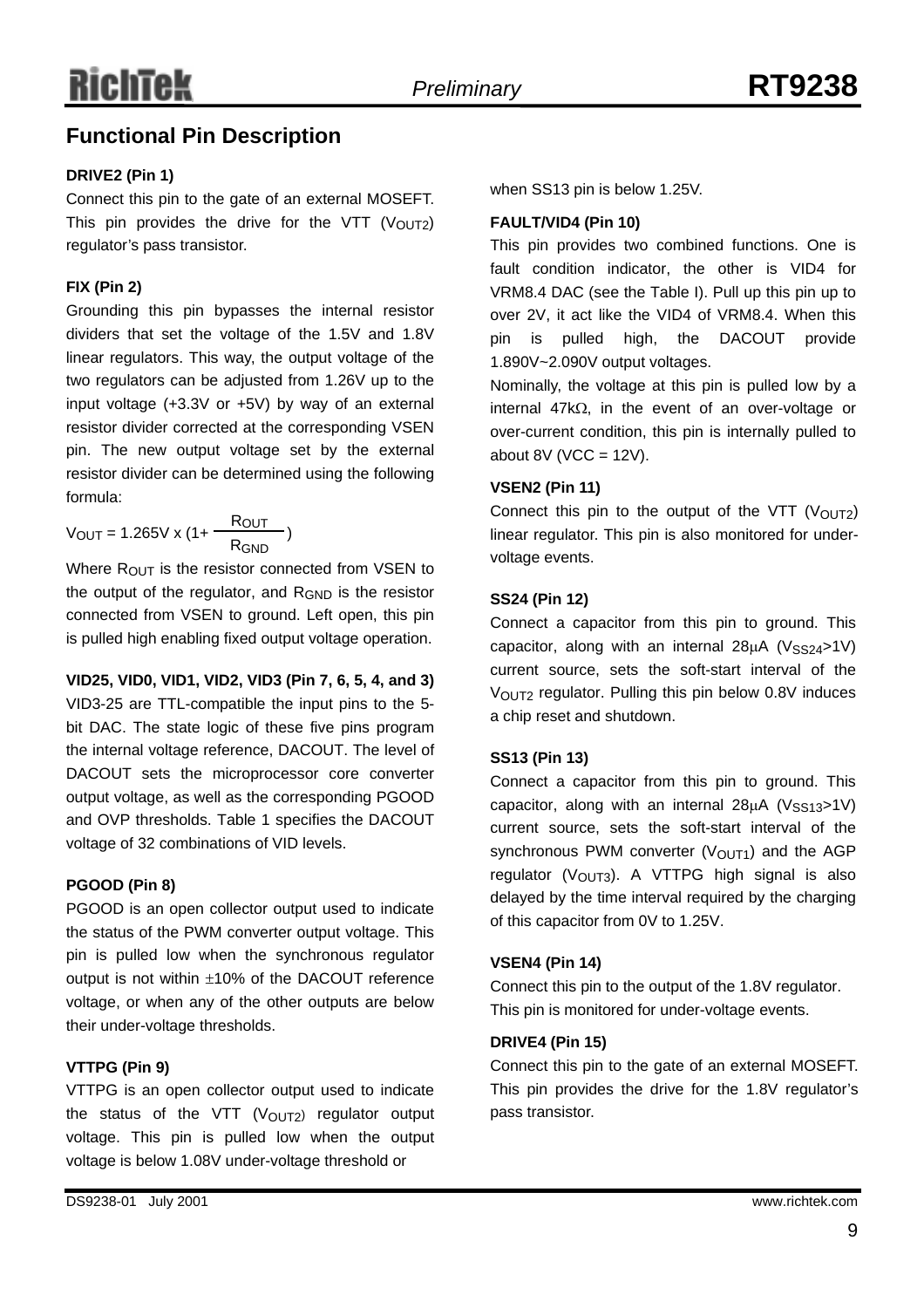## Functional Pin Description

**DRIVE2 (Pin 1)**

Connect this pin to the gate of an external MOSEFT. This pin provides the drive for the VTT ($V_{OUT2}$) regulator's pass transistor.

**FIX (Pin 2)**

Grounding this pin bypasses the internal resistor dividers that set the voltage of the 1.5V and 1.8V linear regulators. This way, the output voltage of the two regulators can be adjusted from 1.26V up to the input voltage (+3.3V or +5V) by way of an external resistor divider corrected at the corresponding VSEN pin. The new output voltage set by the external resistor divider can be determined using the following formula:

$$V_{OUT} = 1.265V \times (1 + \frac{R_{OUT}}{R_{GND}})$$

Where $R_{OUT}$ is the resistor connected from VSEN to the output of the regulator, and $R_{GND}$ is the resistor connected from VSEN to ground. Left open, this pin is pulled high enabling fixed output voltage operation.

**VID25, VID0, VID1, VID2, VID3 (Pin 7, 6, 5, 4, and 3)**

VID3-25 are TTL-compatible the input pins to the 5-bit DAC. The state logic of these five pins program the internal voltage reference, DACOUT. The level of DACOUT sets the microprocessor core converter output voltage, as well as the corresponding PGOOD and OVP thresholds. Table 1 specifies the DACOUT voltage of 32 combinations of VID levels.

**PGOOD (Pin 8)**

PGOOD is an open collector output used to indicate the status of the PWM converter output voltage. This pin is pulled low when the synchronous regulator output is not within ±10% of the DACOUT reference voltage, or when any of the other outputs are below their under-voltage thresholds.

**VTTPG (Pin 9)**

VTTPG is an open collector output used to indicate the status of the VTT ($V_{OUT2}$) regulator output voltage. This pin is pulled low when the output voltage is below 1.08V under-voltage threshold or when SS13 pin is below 1.25V.

**FAULT/VID4 (Pin 10)**

This pin provides two combined functions. One is fault condition indicator, the other is VID4 for VRM8.4 DAC (see the Table I). Pull up this pin up to over 2V, it act like the VID4 of VRM8.4. When this pin is pulled high, the DACOUT provide 1.890V~2.090V output voltages.

Nominally, the voltage at this pin is pulled low by a internal 47kΩ, in the event of an over-voltage or over-current condition, this pin is internally pulled to about 8V (VCC = 12V).

**VSEN2 (Pin 11)**

Connect this pin to the output of the VTT ($V_{OUT2}$) linear regulator. This pin is also monitored for under-voltage events.

**SS24 (Pin 12)**

Connect a capacitor from this pin to ground. This capacitor, along with an internal 28μA ($V_{SS24}$>1V) current source, sets the soft-start interval of the $V_{OUT2}$ regulator. Pulling this pin below 0.8V induces a chip reset and shutdown.

**SS13 (Pin 13)**

Connect a capacitor from this pin to ground. This capacitor, along with an internal 28μA ($V_{SS13}$>1V) current source, sets the soft-start interval of the synchronous PWM converter ($V_{OUT1}$) and the AGP regulator ($V_{OUT3}$). A VTTPG high signal is also delayed by the time interval required by the charging of this capacitor from 0V to 1.25V.

**VSEN4 (Pin 14)**

Connect this pin to the output of the 1.8V regulator. This pin is monitored for under-voltage events.

**DRIVE4 (Pin 15)**

Connect this pin to the gate of an external MOSEFT. This pin provides the drive for the 1.8V regulator's pass transistor.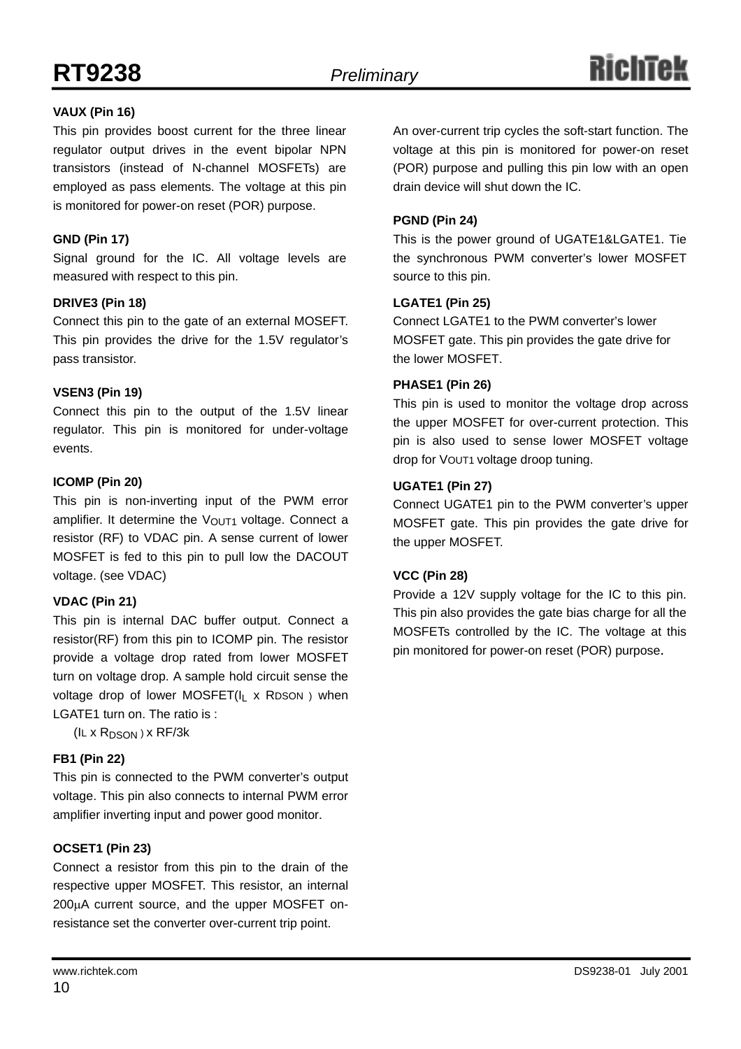**VAUX (Pin 16)**

This pin provides boost current for the three linear regulator output drives in the event bipolar NPN transistors (instead of N-channel MOSFETs) are employed as pass elements. The voltage at this pin is monitored for power-on reset (POR) purpose.

**GND (Pin 17)**

Signal ground for the IC. All voltage levels are measured with respect to this pin.

**DRIVE3 (Pin 18)**

Connect this pin to the gate of an external MOSEFT. This pin provides the drive for the 1.5V regulator's pass transistor.

**VSEN3 (Pin 19)**

Connect this pin to the output of the 1.5V linear regulator. This pin is monitored for under-voltage events.

**ICOMP (Pin 20)**

This pin is non-inverting input of the PWM error amplifier. It determine the $V_{OUT1}$ voltage. Connect a resistor (RF) to VDAC pin. A sense current of lower MOSFET is fed to this pin to pull low the DACOUT voltage. (see VDAC)

**VDAC (Pin 21)**

This pin is internal DAC buffer output. Connect a resistor(RF) from this pin to ICOMP pin. The resistor provide a voltage drop rated from lower MOSFET turn on voltage drop. A sample hold circuit sense the voltage drop of lower MOSFET($I_L$ x $R_{DSON}$ ) when LGATE1 turn on. The ratio is :

($I_L$ x $R_{DSON}$ ) x RF/3k

**FB1 (Pin 22)**

This pin is connected to the PWM converter's output voltage. This pin also connects to internal PWM error amplifier inverting input and power good monitor.

**OCSET1 (Pin 23)**

Connect a resistor from this pin to the drain of the respective upper MOSFET. This resistor, an internal 200μA current source, and the upper MOSFET on-resistance set the converter over-current trip point.

An over-current trip cycles the soft-start function. The voltage at this pin is monitored for power-on reset (POR) purpose and pulling this pin low with an open drain device will shut down the IC.

**PGND (Pin 24)**

This is the power ground of UGATE1&LGATE1. Tie the synchronous PWM converter's lower MOSFET source to this pin.

**LGATE1 (Pin 25)**

Connect LGATE1 to the PWM converter's lower MOSFET gate. This pin provides the gate drive for the lower MOSFET.

**PHASE1 (Pin 26)**

This pin is used to monitor the voltage drop across the upper MOSFET for over-current protection. This pin is also used to sense lower MOSFET voltage drop for $V_{OUT1}$ voltage droop tuning.

**UGATE1 (Pin 27)**

Connect UGATE1 pin to the PWM converter's upper MOSFET gate. This pin provides the gate drive for the upper MOSFET.

**VCC (Pin 28)**

Provide a 12V supply voltage for the IC to this pin. This pin also provides the gate bias charge for all the MOSFETs controlled by the IC. The voltage at this pin monitored for power-on reset (POR) purpose.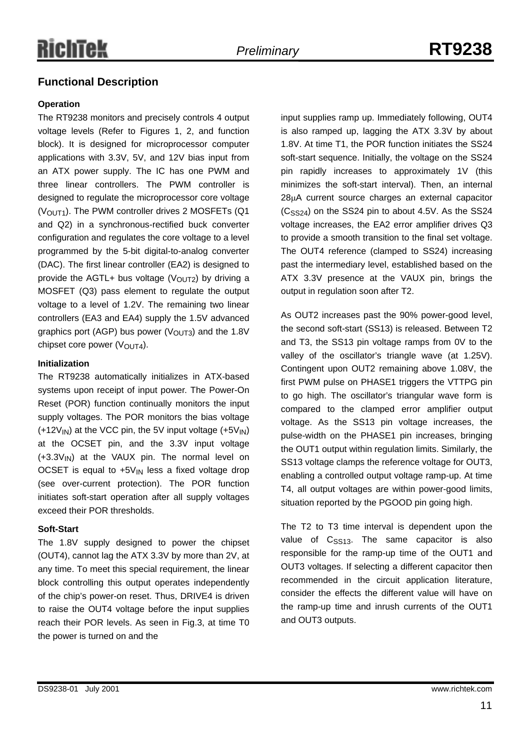## Functional Description

### Operation

The RT9238 monitors and precisely controls 4 output voltage levels (Refer to Figures 1, 2, and function block). It is designed for microprocessor computer applications with 3.3V, 5V, and 12V bias input from an ATX power supply. The IC has one PWM and three linear controllers. The PWM controller is designed to regulate the microprocessor core voltage ($V_{OUT1}$). The PWM controller drives 2 MOSFETs (Q1 and Q2) in a synchronous-rectified buck converter configuration and regulates the core voltage to a level programmed by the 5-bit digital-to-analog converter (DAC). The first linear controller (EA2) is designed to provide the AGTL+ bus voltage ($V_{OUT2}$) by driving a MOSFET (Q3) pass element to regulate the output voltage to a level of 1.2V. The remaining two linear controllers (EA3 and EA4) supply the 1.5V advanced graphics port (AGP) bus power ($V_{OUT3}$) and the 1.8V chipset core power ($V_{OUT4}$).

### Initialization

The RT9238 automatically initializes in ATX-based systems upon receipt of input power. The Power-On Reset (POR) function continually monitors the input supply voltages. The POR monitors the bias voltage (+12$V_{IN}$) at the VCC pin, the 5V input voltage (+5$V_{IN}$) at the OCSET pin, and the 3.3V input voltage (+3.3$V_{IN}$) at the VAUX pin. The normal level on OCSET is equal to +5$V_{IN}$ less a fixed voltage drop (see over-current protection). The POR function initiates soft-start operation after all supply voltages exceed their POR thresholds.

### Soft-Start

The 1.8V supply designed to power the chipset (OUT4), cannot lag the ATX 3.3V by more than 2V, at any time. To meet this special requirement, the linear block controlling this output operates independently of the chip's power-on reset. Thus, DRIVE4 is driven to raise the OUT4 voltage before the input supplies reach their POR levels. As seen in Fig.3, at time T0 the power is turned on and the input supplies ramp up. Immediately following, OUT4 is also ramped up, lagging the ATX 3.3V by about 1.8V. At time T1, the POR function initiates the SS24 soft-start sequence. Initially, the voltage on the SS24 pin rapidly increases to approximately 1V (this minimizes the soft-start interval). Then, an internal 28μA current source charges an external capacitor ($C_{SS24}$) on the SS24 pin to about 4.5V. As the SS24 voltage increases, the EA2 error amplifier drives Q3 to provide a smooth transition to the final set voltage. The OUT4 reference (clamped to SS24) increasing past the intermediary level, established based on the ATX 3.3V presence at the VAUX pin, brings the output in regulation soon after T2.

As OUT2 increases past the 90% power-good level, the second soft-start (SS13) is released. Between T2 and T3, the SS13 pin voltage ramps from 0V to the valley of the oscillator's triangle wave (at 1.25V). Contingent upon OUT2 remaining above 1.08V, the first PWM pulse on PHASE1 triggers the VTTPG pin to go high. The oscillator's triangular wave form is compared to the clamped error amplifier output voltage. As the SS13 pin voltage increases, the pulse-width on the PHASE1 pin increases, bringing the OUT1 output within regulation limits. Similarly, the SS13 voltage clamps the reference voltage for OUT3, enabling a controlled output voltage ramp-up. At time T4, all output voltages are within power-good limits, situation reported by the PGOOD pin going high.

The T2 to T3 time interval is dependent upon the value of $C_{SS13}$. The same capacitor is also responsible for the ramp-up time of the OUT1 and OUT3 voltages. If selecting a different capacitor then recommended in the circuit application literature, consider the effects the different value will have on the ramp-up time and inrush currents of the OUT1 and OUT3 outputs.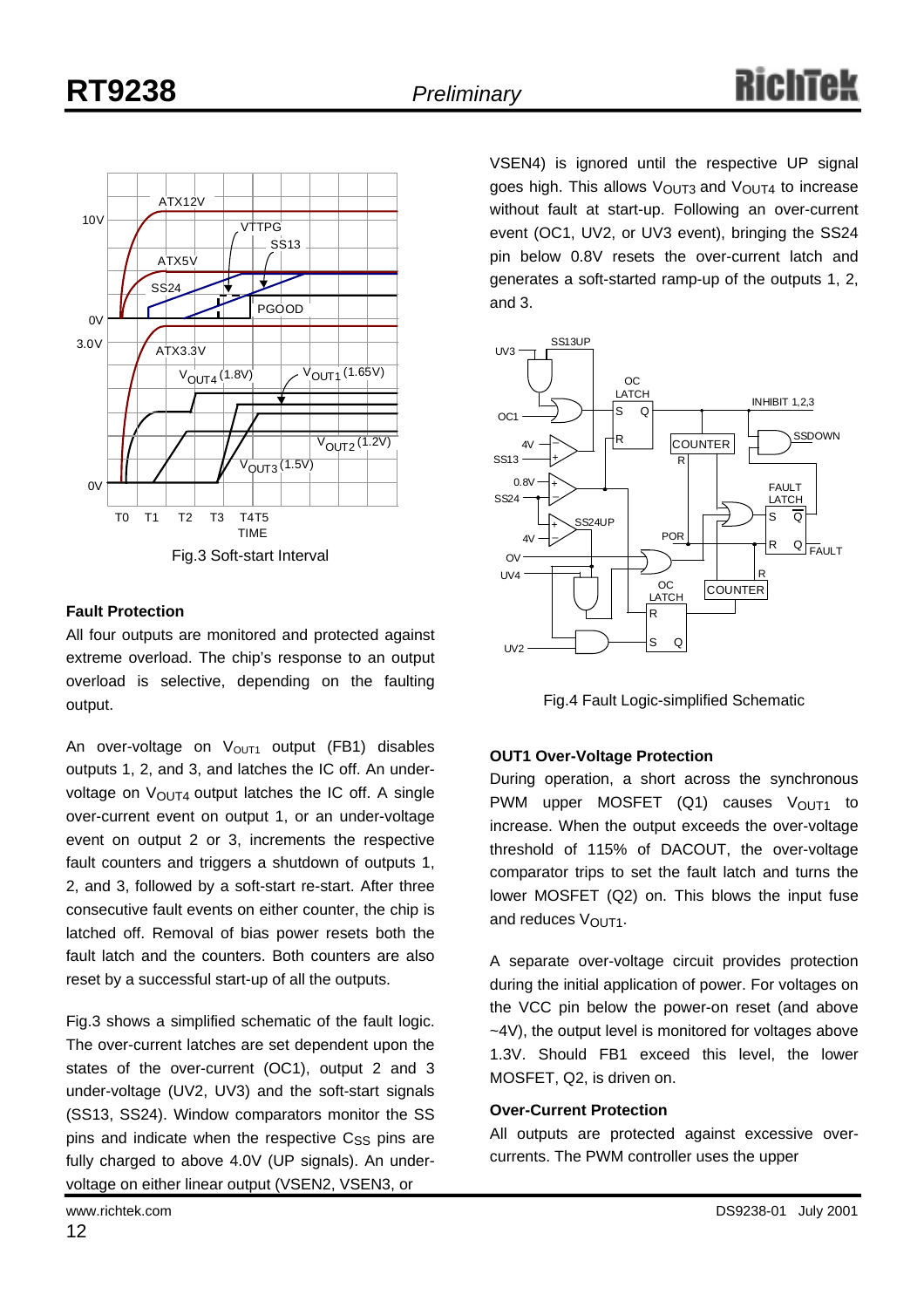10V

0V

3.0V

0V

ATX12V

VTTPG

SS13

ATX5V

SS24

PGOOD

ATX3.3V

$V_{OUT4}$ (1.8V)

$V_{OUT1}$ (1.65V)

$V_{OUT2}$ (1.2V)

$V_{OUT3}$ (1.5V)

T0 T1 T2 T3 T4T5

TIME

Fig.3 Soft-start Interval

### Fault Protection

All four outputs are monitored and protected against extreme overload. The chip's response to an output overload is selective, depending on the faulting output.

An over-voltage on $V_{OUT1}$ output (FB1) disables outputs 1, 2, and 3, and latches the IC off. An under-voltage on $V_{OUT4}$ output latches the IC off. A single over-current event on output 1, or an under-voltage event on output 2 or 3, increments the respective fault counters and triggers a shutdown of outputs 1, 2, and 3, followed by a soft-start re-start. After three consecutive fault events on either counter, the chip is latched off. Removal of bias power resets both the fault latch and the counters. Both counters are also reset by a successful start-up of all the outputs.

Fig.3 shows a simplified schematic of the fault logic. The over-current latches are set dependent upon the states of the over-current (OC1), output 2 and 3 under-voltage (UV2, UV3) and the soft-start signals (SS13, SS24). Window comparators monitor the SS pins and indicate when the respective $C_{SS}$ pins are fully charged to above 4.0V (UP signals). An under-voltage on either linear output (VSEN2, VSEN3, or VSEN4) is ignored until the respective UP signal goes high. This allows $V_{OUT3}$ and $V_{OUT4}$ to increase without fault at start-up. Following an over-current event (OC1, UV2, or UV3 event), bringing the SS24 pin below 0.8V resets the over-current latch and generates a soft-started ramp-up of the outputs 1, 2, and 3.

UV3

SS13UP

OC LATCH

OC1

S Q

R

INHIBIT 1,2,3

4V

SS13

COUNTER

R

SSDOWN

0.8V

SS24

FAULT LATCH

S $\overline{Q}$

SS24UP

4V

POR

R Q

FAULT

OV

UV4

R

OC LATCH

COUNTER

R

UV2

S Q

Fig.4 Fault Logic-simplified Schematic

### OUT1 Over-Voltage Protection

During operation, a short across the synchronous PWM upper MOSFET (Q1) causes $V_{OUT1}$ to increase. When the output exceeds the over-voltage threshold of 115% of DACOUT, the over-voltage comparator trips to set the fault latch and turns the lower MOSFET (Q2) on. This blows the input fuse and reduces $V_{OUT1}$.

A separate over-voltage circuit provides protection during the initial application of power. For voltages on the VCC pin below the power-on reset (and above ~4V), the output level is monitored for voltages above 1.3V. Should FB1 exceed this level, the lower MOSFET, Q2, is driven on.

### Over-Current Protection

All outputs are protected against excessive over-currents. The PWM controller uses the upper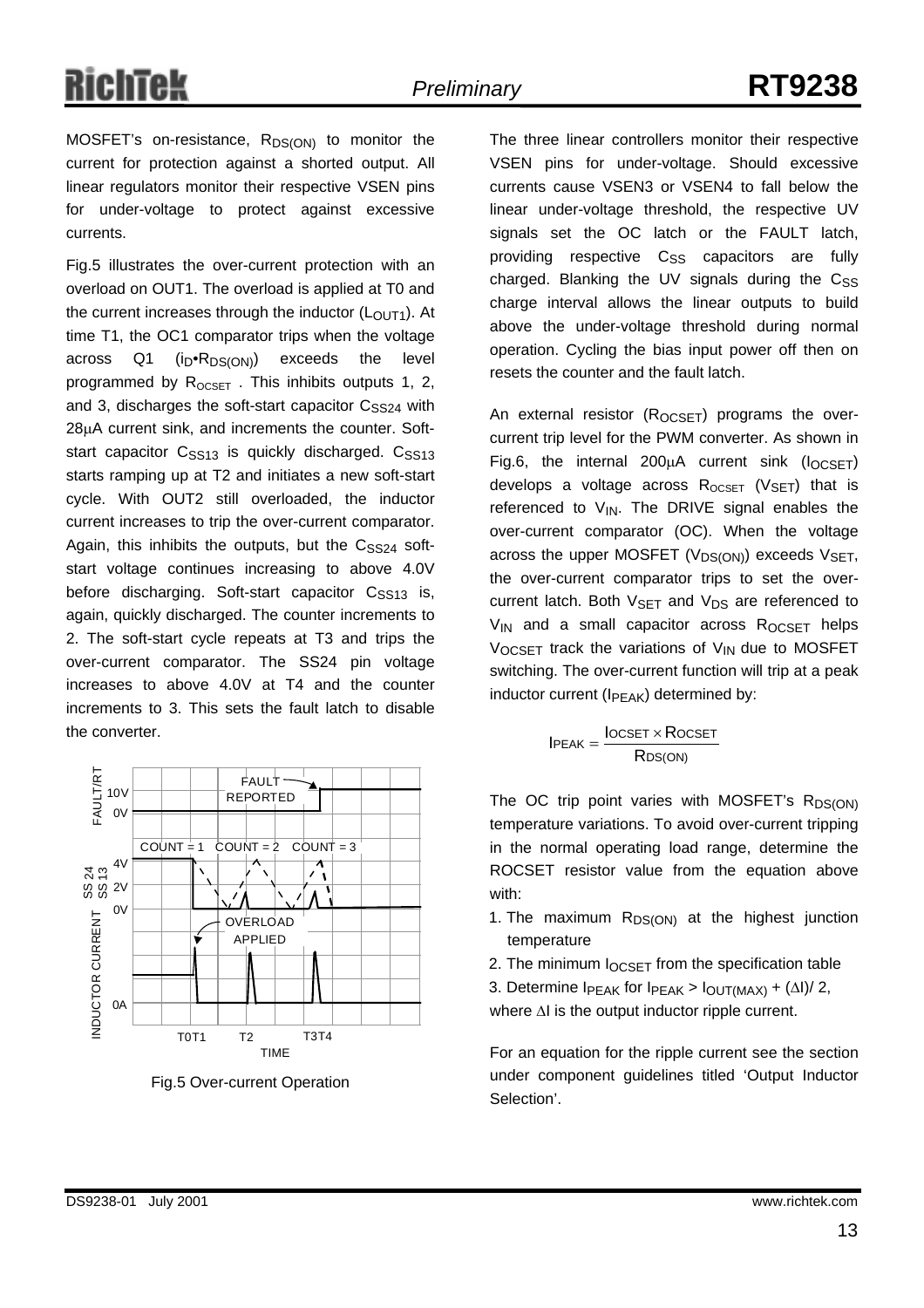MOSFET's on-resistance, $R_{DS(ON)}$ to monitor the current for protection against a shorted output. All linear regulators monitor their respective VSEN pins for under-voltage to protect against excessive currents.

Fig.5 illustrates the over-current protection with an overload on OUT1. The overload is applied at T0 and the current increases through the inductor ($L_{OUT1}$). At time T1, the OC1 comparator trips when the voltage across Q1 ($i_D \cdot R_{DS(ON)}$) exceeds the level programmed by $R_{OCSET}$ . This inhibits outputs 1, 2, and 3, discharges the soft-start capacitor $C_{SS24}$ with 28μA current sink, and increments the counter. Soft-start capacitor $C_{SS13}$ is quickly discharged. $C_{SS13}$ starts ramping up at T2 and initiates a new soft-start cycle. With OUT2 still overloaded, the inductor current increases to trip the over-current comparator. Again, this inhibits the outputs, but the $C_{SS24}$ soft-start voltage continues increasing to above 4.0V before discharging. Soft-start capacitor $C_{SS13}$ is, again, quickly discharged. The counter increments to 2. The soft-start cycle repeats at T3 and trips the over-current comparator. The SS24 pin voltage increases to above 4.0V at T4 and the counter increments to 3. This sets the fault latch to disable the converter.

FAULT/RT
10V
0V
FAULT REPORTED
COUNT = 1 COUNT = 2 COUNT = 3
SS 24
SS 13
4V
2V
0V
OVERLOAD APPLIED
INDUCTOR CURRENT
0A
T0T1 T2 T3T4
TIME

Fig.5 Over-current Operation

The three linear controllers monitor their respective VSEN pins for under-voltage. Should excessive currents cause VSEN3 or VSEN4 to fall below the linear under-voltage threshold, the respective UV signals set the OC latch or the FAULT latch, providing respective $C_{SS}$ capacitors are fully charged. Blanking the UV signals during the $C_{SS}$ charge interval allows the linear outputs to build above the under-voltage threshold during normal operation. Cycling the bias input power off then on resets the counter and the fault latch.

An external resistor ($R_{OCSET}$) programs the over-current trip level for the PWM converter. As shown in Fig.6, the internal 200μA current sink ($I_{OCSET}$) develops a voltage across $R_{OCSET}$ ($V_{SET}$) that is referenced to $V_{IN}$. The DRIVE signal enables the over-current comparator (OC). When the voltage across the upper MOSFET ($V_{DS(ON)}$) exceeds $V_{SET}$, the over-current comparator trips to set the over-current latch. Both $V_{SET}$ and $V_{DS}$ are referenced to $V_{IN}$ and a small capacitor across $R_{OCSET}$ helps $V_{OCSET}$ track the variations of $V_{IN}$ due to MOSFET switching. The over-current function will trip at a peak inductor current ($I_{PEAK}$) determined by:

$$I_{PEAK} = \frac{I_{OCSET} \times R_{OCSET}}{R_{DS(ON)}}$$

The OC trip point varies with MOSFET's $R_{DS(ON)}$ temperature variations. To avoid over-current tripping in the normal operating load range, determine the ROCSET resistor value from the equation above with:

1. The maximum $R_{DS(ON)}$ at the highest junction temperature
2. The minimum $I_{OCSET}$ from the specification table
3. Determine $I_{PEAK}$ for $I_{PEAK} > I_{OUT(MAX)} + (\Delta I)/2$,

where ΔI is the output inductor ripple current.

For an equation for the ripple current see the section under component guidelines titled 'Output Inductor Selection'.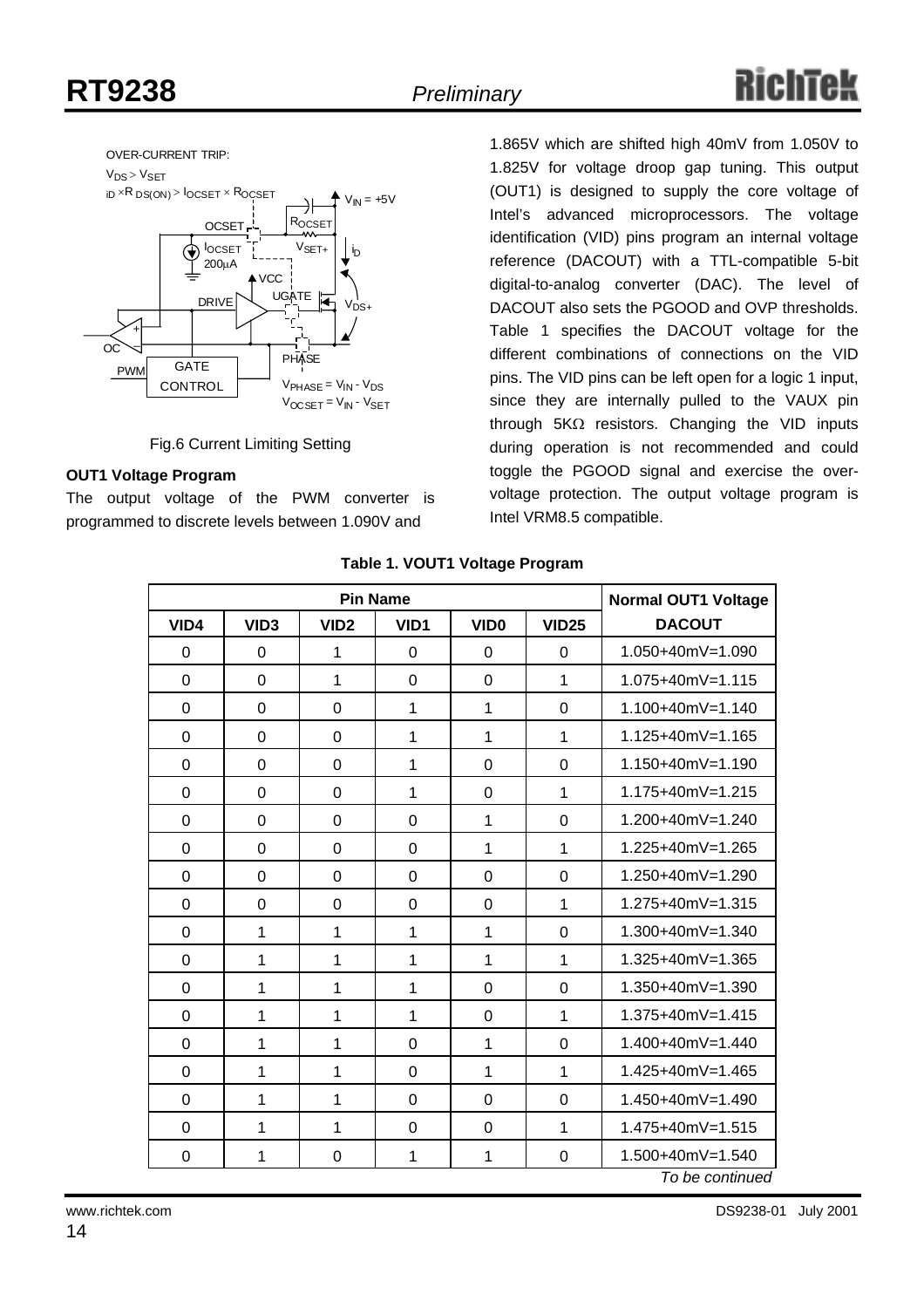OVER-CURRENT TRIP:

$V_{DS} > V_{SET}$

$i_D \times R_{DS(ON)} > I_{OCSET} \times R_{OCSET}$

$V_{IN} = +5V$

OCSET

$R_{OCSET}$

$I_{OCSET}$ 200μA

$V_{SET+}$

$i_D$

VCC

UGATE

DRIVE

$V_{DS+}$

OC

PHASE

PWM

GATE CONTROL

$V_{PHASE} = V_{IN} - V_{DS}$

$V_{OCSET} = V_{IN} - V_{SET}$

Fig.6 Current Limiting Setting

**OUT1 Voltage Program**

The output voltage of the PWM converter is programmed to discrete levels between 1.090V and 1.865V which are shifted high 40mV from 1.050V to 1.825V for voltage droop gap tuning. This output (OUT1) is designed to supply the core voltage of Intel's advanced microprocessors. The voltage identification (VID) pins program an internal voltage reference (DACOUT) with a TTL-compatible 5-bit digital-to-analog converter (DAC). The level of DACOUT also sets the PGOOD and OVP thresholds. Table 1 specifies the DACOUT voltage for the different combinations of connections on the VID pins. The VID pins can be left open for a logic 1 input, since they are internally pulled to the VAUX pin through 5KΩ resistors. Changing the VID inputs during operation is not recommended and could toggle the PGOOD signal and exercise the over-voltage protection. The output voltage program is Intel VRM8.5 compatible.

**Table 1. VOUT1 Voltage Program**

| Pin Name | | | | | | Normal OUT1 Voltage |
|---|---|---|---|---|---|---|
| VID4 | VID3 | VID2 | VID1 | VID0 | VID25 | DACOUT |
| 0 | 0 | 1 | 0 | 0 | 0 | 1.050+40mV=1.090 |
| 0 | 0 | 1 | 0 | 0 | 1 | 1.075+40mV=1.115 |
| 0 | 0 | 0 | 1 | 1 | 0 | 1.100+40mV=1.140 |
| 0 | 0 | 0 | 1 | 1 | 1 | 1.125+40mV=1.165 |
| 0 | 0 | 0 | 1 | 0 | 0 | 1.150+40mV=1.190 |
| 0 | 0 | 0 | 1 | 0 | 1 | 1.175+40mV=1.215 |
| 0 | 0 | 0 | 0 | 1 | 0 | 1.200+40mV=1.240 |
| 0 | 0 | 0 | 0 | 1 | 1 | 1.225+40mV=1.265 |
| 0 | 0 | 0 | 0 | 0 | 0 | 1.250+40mV=1.290 |
| 0 | 0 | 0 | 0 | 0 | 1 | 1.275+40mV=1.315 |
| 0 | 1 | 1 | 1 | 1 | 0 | 1.300+40mV=1.340 |
| 0 | 1 | 1 | 1 | 1 | 1 | 1.325+40mV=1.365 |
| 0 | 1 | 1 | 1 | 0 | 0 | 1.350+40mV=1.390 |
| 0 | 1 | 1 | 1 | 0 | 1 | 1.375+40mV=1.415 |
| 0 | 1 | 1 | 0 | 1 | 0 | 1.400+40mV=1.440 |
| 0 | 1 | 1 | 0 | 1 | 1 | 1.425+40mV=1.465 |
| 0 | 1 | 1 | 0 | 0 | 0 | 1.450+40mV=1.490 |
| 0 | 1 | 1 | 0 | 0 | 1 | 1.475+40mV=1.515 |
| 0 | 1 | 0 | 1 | 1 | 0 | 1.500+40mV=1.540 |

*To be continued*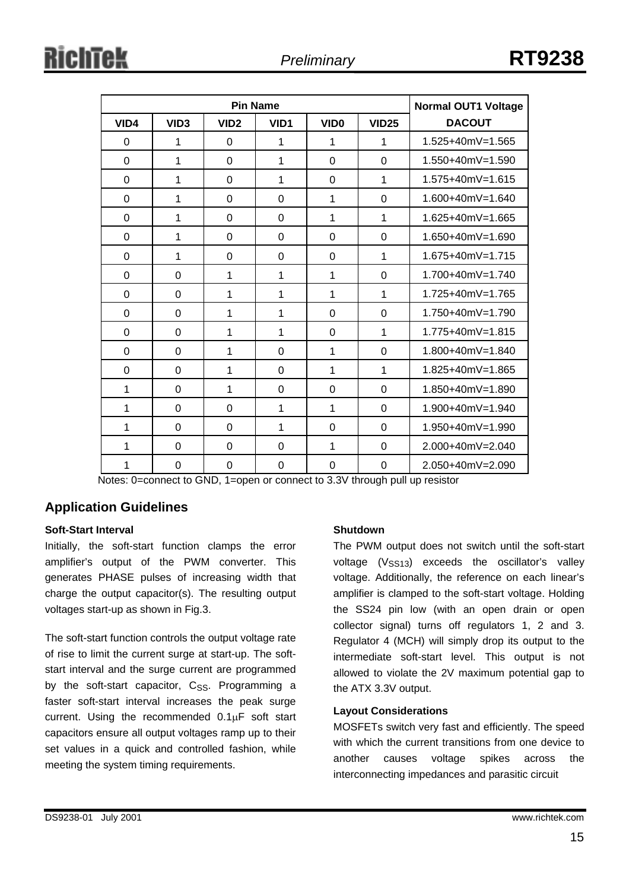| Pin Name | | | | | | Normal OUT1 Voltage |
|---|---|---|---|---|---|---|
| VID4 | VID3 | VID2 | VID1 | VID0 | VID25 | DACOUT |
| 0 | 1 | 0 | 1 | 1 | 1 | 1.525+40mV=1.565 |
| 0 | 1 | 0 | 1 | 0 | 0 | 1.550+40mV=1.590 |
| 0 | 1 | 0 | 1 | 0 | 1 | 1.575+40mV=1.615 |
| 0 | 1 | 0 | 0 | 1 | 0 | 1.600+40mV=1.640 |
| 0 | 1 | 0 | 0 | 1 | 1 | 1.625+40mV=1.665 |
| 0 | 1 | 0 | 0 | 0 | 0 | 1.650+40mV=1.690 |
| 0 | 1 | 0 | 0 | 0 | 1 | 1.675+40mV=1.715 |
| 0 | 0 | 1 | 1 | 1 | 0 | 1.700+40mV=1.740 |
| 0 | 0 | 1 | 1 | 1 | 1 | 1.725+40mV=1.765 |
| 0 | 0 | 1 | 1 | 0 | 0 | 1.750+40mV=1.790 |
| 0 | 0 | 1 | 1 | 0 | 1 | 1.775+40mV=1.815 |
| 0 | 0 | 1 | 0 | 1 | 0 | 1.800+40mV=1.840 |
| 0 | 0 | 1 | 0 | 1 | 1 | 1.825+40mV=1.865 |
| 1 | 0 | 1 | 0 | 0 | 0 | 1.850+40mV=1.890 |
| 1 | 0 | 0 | 1 | 1 | 0 | 1.900+40mV=1.940 |
| 1 | 0 | 0 | 1 | 0 | 0 | 1.950+40mV=1.990 |
| 1 | 0 | 0 | 0 | 1 | 0 | 2.000+40mV=2.040 |
| 1 | 0 | 0 | 0 | 0 | 0 | 2.050+40mV=2.090 |

Notes: 0=connect to GND, 1=open or connect to 3.3V through pull up resistor

## Application Guidelines

**Soft-Start Interval**

Initially, the soft-start function clamps the error amplifier's output of the PWM converter. This generates PHASE pulses of increasing width that charge the output capacitor(s). The resulting output voltages start-up as shown in Fig.3.

The soft-start function controls the output voltage rate of rise to limit the current surge at start-up. The soft-start interval and the surge current are programmed by the soft-start capacitor, $C_{SS}$. Programming a faster soft-start interval increases the peak surge current. Using the recommended 0.1μF soft start capacitors ensure all output voltages ramp up to their set values in a quick and controlled fashion, while meeting the system timing requirements.

**Shutdown**

The PWM output does not switch until the soft-start voltage ($V_{SS13}$) exceeds the oscillator's valley voltage. Additionally, the reference on each linear's amplifier is clamped to the soft-start voltage. Holding the SS24 pin low (with an open drain or open collector signal) turns off regulators 1, 2 and 3. Regulator 4 (MCH) will simply drop its output to the intermediate soft-start level. This output is not allowed to violate the 2V maximum potential gap to the ATX 3.3V output.

**Layout Considerations**

MOSFETs switch very fast and efficiently. The speed with which the current transitions from one device to another causes voltage spikes across the interconnecting impedances and parasitic circuit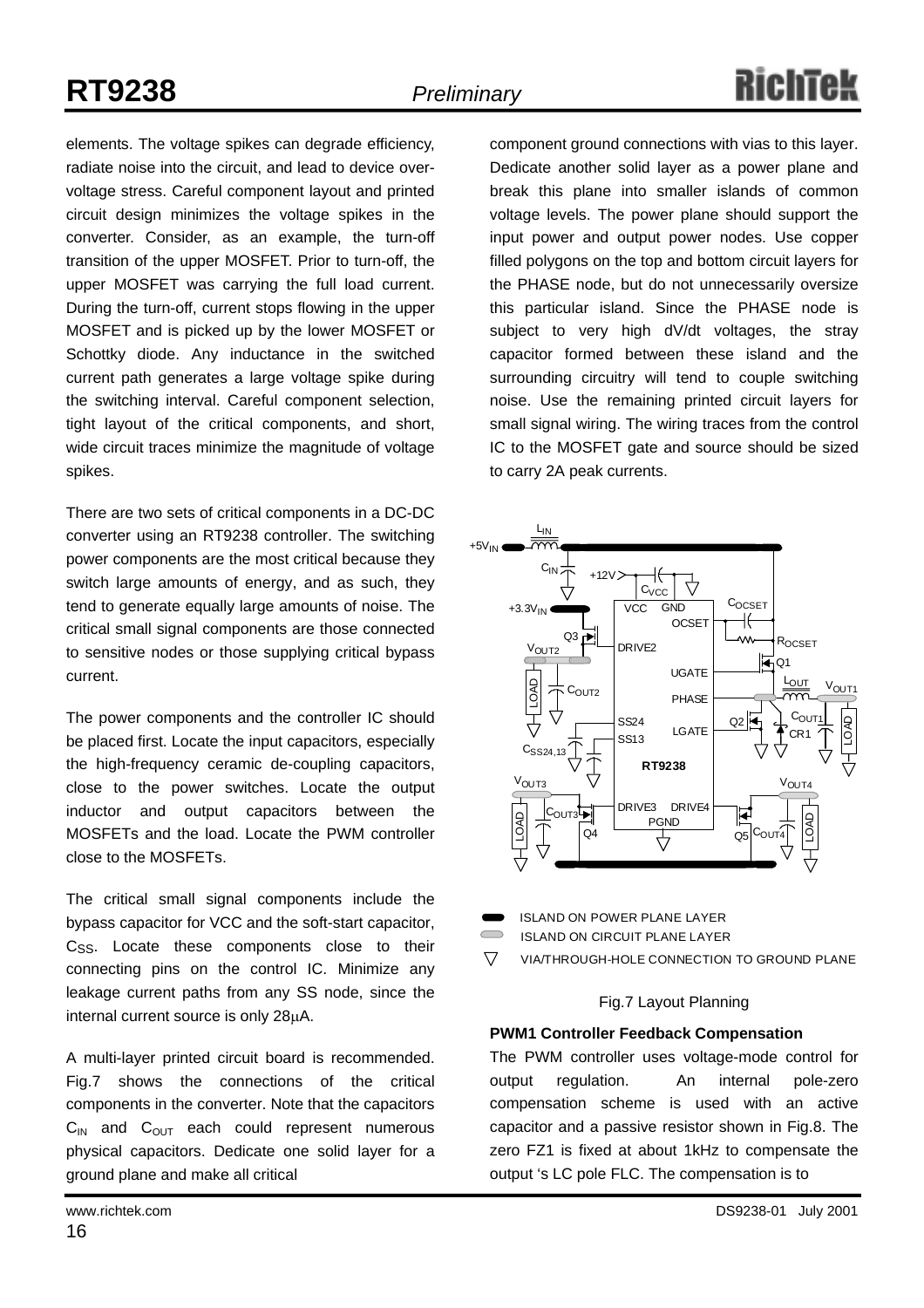elements. The voltage spikes can degrade efficiency, radiate noise into the circuit, and lead to device over-voltage stress. Careful component layout and printed circuit design minimizes the voltage spikes in the converter. Consider, as an example, the turn-off transition of the upper MOSFET. Prior to turn-off, the upper MOSFET was carrying the full load current. During the turn-off, current stops flowing in the upper MOSFET and is picked up by the lower MOSFET or Schottky diode. Any inductance in the switched current path generates a large voltage spike during the switching interval. Careful component selection, tight layout of the critical components, and short, wide circuit traces minimize the magnitude of voltage spikes.

There are two sets of critical components in a DC-DC converter using an RT9238 controller. The switching power components are the most critical because they switch large amounts of energy, and as such, they tend to generate equally large amounts of noise. The critical small signal components are those connected to sensitive nodes or those supplying critical bypass current.

The power components and the controller IC should be placed first. Locate the input capacitors, especially the high-frequency ceramic de-coupling capacitors, close to the power switches. Locate the output inductor and output capacitors between the MOSFETs and the load. Locate the PWM controller close to the MOSFETs.

The critical small signal components include the bypass capacitor for VCC and the soft-start capacitor, $C_{SS}$. Locate these components close to their connecting pins on the control IC. Minimize any leakage current paths from any SS node, since the internal current source is only 28μA.

A multi-layer printed circuit board is recommended. Fig.7 shows the connections of the critical components in the converter. Note that the capacitors $C_{IN}$ and $C_{OUT}$ each could represent numerous physical capacitors. Dedicate one solid layer for a ground plane and make all critical component ground connections with vias to this layer. Dedicate another solid layer as a power plane and break this plane into smaller islands of common voltage levels. The power plane should support the input power and output power nodes. Use copper filled polygons on the top and bottom circuit layers for the PHASE node, but do not unnecessarily oversize this particular island. Since the PHASE node is subject to very high dV/dt voltages, the stray capacitor formed between these island and the surrounding circuitry will tend to couple switching noise. Use the remaining printed circuit layers for small signal wiring. The wiring traces from the control IC to the MOSFET gate and source should be sized to carry 2A peak currents.

$L_{IN}$
+5$V_{IN}$
$C_{IN}$
+12V
$C_{VCC}$
+3.3$V_{IN}$
VCC GND
OCSET
$C_{OCSET}$
$R_{OCSET}$
Q3
$V_{OUT2}$
DRIVE2
Q1
UGATE
$L_{OUT}$
$V_{OUT1}$
LOAD
$C_{OUT2}$
PHASE
$C_{OUT1}$
SS24
Q2
LGATE
CR1
LOAD
SS13
$C_{SS24,13}$
RT9238
$V_{OUT3}$
$V_{OUT4}$
$C_{OUT3}$
DRIVE3 DRIVE4
PGND
LOAD
Q4
Q5
$C_{OUT4}$
LOAD

ISLAND ON POWER PLANE LAYER
ISLAND ON CIRCUIT PLANE LAYER
VIA/THROUGH-HOLE CONNECTION TO GROUND PLANE

Fig.7 Layout Planning

**PWM1 Controller Feedback Compensation**

The PWM controller uses voltage-mode control for output regulation. An internal pole-zero compensation scheme is used with an active capacitor and a passive resistor shown in Fig.8. The zero FZ1 is fixed at about 1kHz to compensate the output 's LC pole FLC. The compensation is to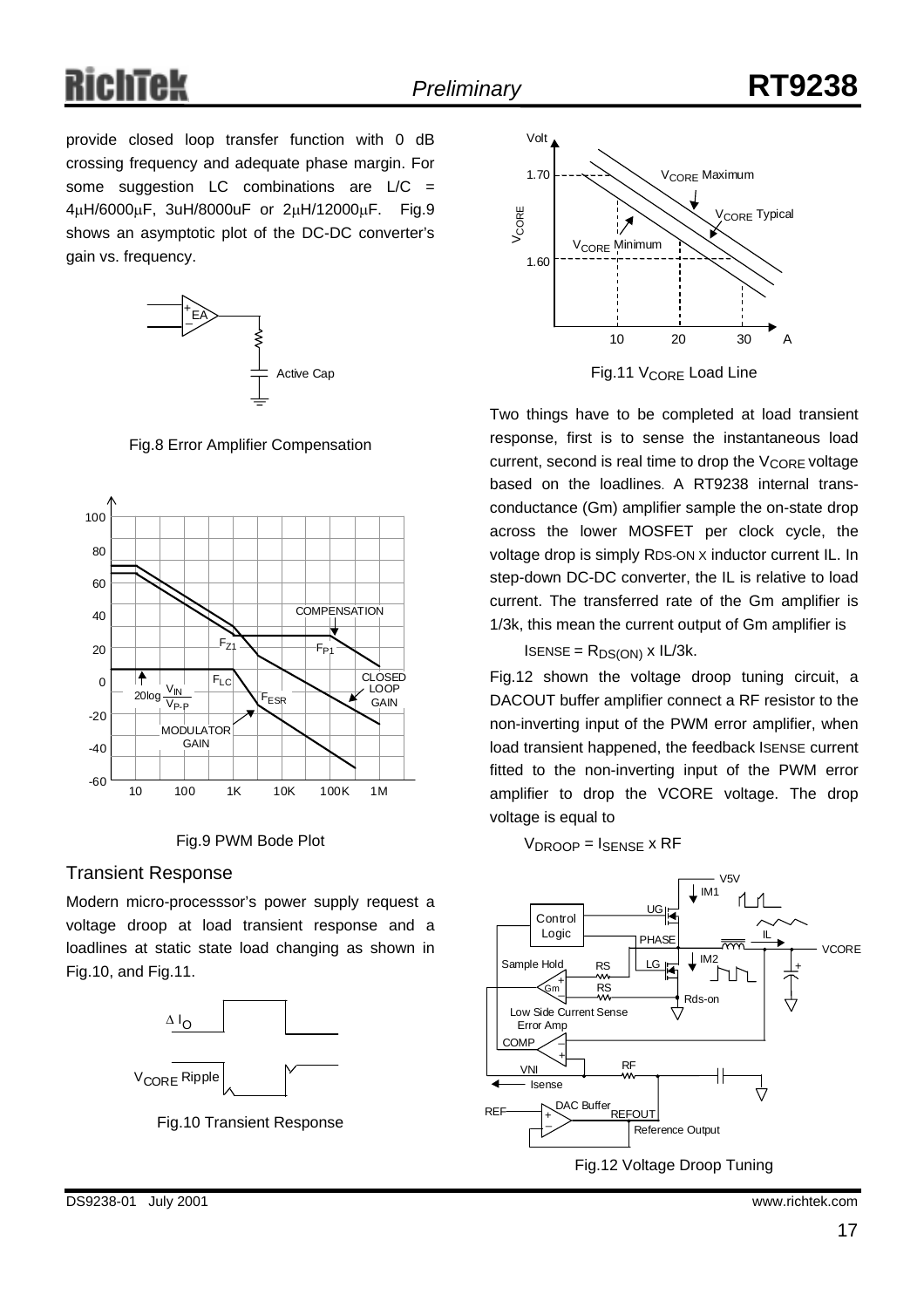provide closed loop transfer function with 0 dB crossing frequency and adequate phase margin. For some suggestion LC combinations are L/C = 4μH/6000μF, 3uH/8000uF or 2μH/12000μF. Fig.9 shows an asymptotic plot of the DC-DC converter's gain vs. frequency.

EA

Active Cap

Fig.8 Error Amplifier Compensation

100
80
60
40
20
0
-20
-40
-60
10 100 1K 10K 100K 1M
COMPENSATION
$F_{Z1}$
$F_{P1}$
$F_{LC}$
$20\log\frac{V_{IN}}{V_{P-P}}$
$F_{ESR}$
CLOSED LOOP GAIN
MODULATOR GAIN

Fig.9 PWM Bode Plot

## Transient Response

Modern micro-processsor's power supply request a voltage droop at load transient response and a loadlines at static state load changing as shown in Fig.10, and Fig.11.

$\Delta I_O$

$V_{CORE}$ Ripple

Fig.10 Transient Response

Volt
1.70
1.60
$V_{CORE}$
$V_{CORE}$ Maximum
$V_{CORE}$ Typical
$V_{CORE}$ Minimum
10 20 30 A

Fig.11 $V_{CORE}$ Load Line

Two things have to be completed at load transient response, first is to sense the instantaneous load current, second is real time to drop the $V_{CORE}$ voltage based on the loadlines. A RT9238 internal trans-conductance (Gm) amplifier sample the on-state drop across the lower MOSFET per clock cycle, the voltage drop is simply $R_{DS-ON}$ x inductor current IL. In step-down DC-DC converter, the IL is relative to load current. The transferred rate of the Gm amplifier is 1/3k, this mean the current output of Gm amplifier is

$I_{SENSE} = R_{DS(ON)}$ x IL/3k.

Fig.12 shown the voltage droop tuning circuit, a DACOUT buffer amplifier connect a RF resistor to the non-inverting input of the PWM error amplifier, when load transient happened, the feedback $I_{SENSE}$ current fitted to the non-inverting input of the PWM error amplifier to drop the VCORE voltage. The drop voltage is equal to

$V_{DROOP} = I_{SENSE}$ x RF

V5V
IM1
Control Logic
UG
PHASE
IL
VCORE
Sample Hold
RS
LG
IM2
Gm
RS
Rds-on
Low Side Current Sense
Error Amp
COMP
VNI
RF
Isense
DAC Buffer
REF
REFOUT
Reference Output

Fig.12 Voltage Droop Tuning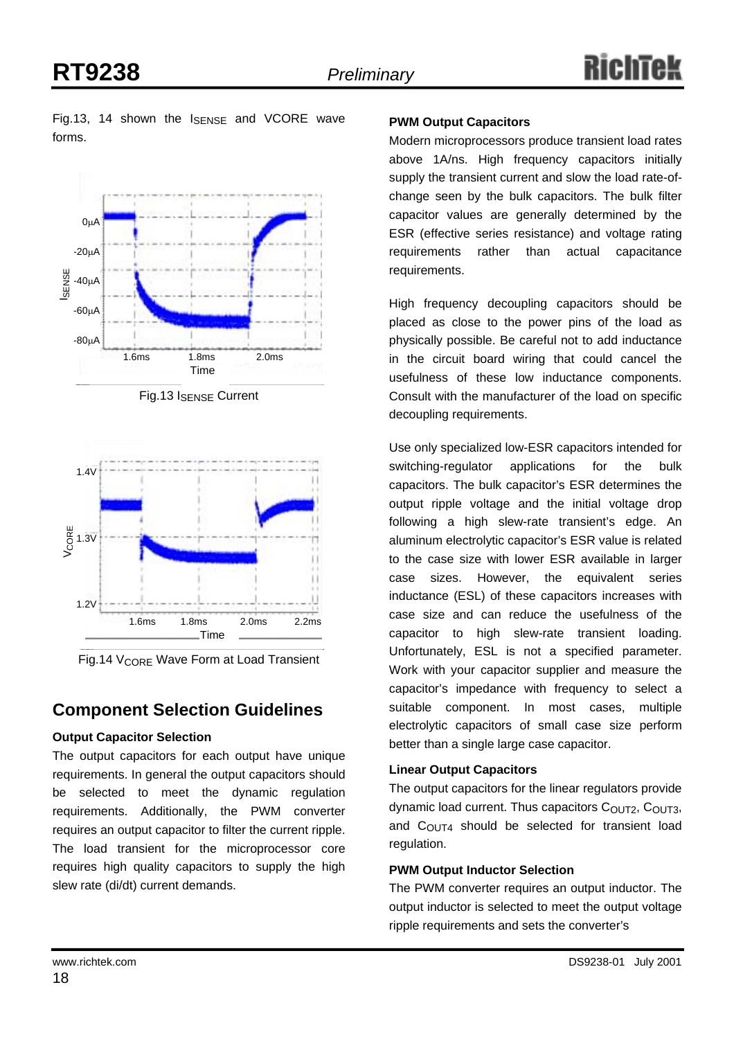Fig.13, 14 shown the $I_{SENSE}$ and VCORE wave forms.

0μA
-20μA
-40μA
-60μA
-80μA
$I_{SENSE}$
1.6ms
1.8ms
2.0ms
Time

Fig.13 $I_{SENSE}$ Current

1.4V
1.3V
1.2V
$V_{CORE}$
1.6ms
1.8ms
2.0ms
2.2ms
Time

Fig.14 $V_{CORE}$ Wave Form at Load Transient

## Component Selection Guidelines

### Output Capacitor Selection

The output capacitors for each output have unique requirements. In general the output capacitors should be selected to meet the dynamic regulation requirements. Additionally, the PWM converter requires an output capacitor to filter the current ripple. The load transient for the microprocessor core requires high quality capacitors to supply the high slew rate (di/dt) current demands.

### PWM Output Capacitors

Modern microprocessors produce transient load rates above 1A/ns. High frequency capacitors initially supply the transient current and slow the load rate-of-change seen by the bulk capacitors. The bulk filter capacitor values are generally determined by the ESR (effective series resistance) and voltage rating requirements rather than actual capacitance requirements.

High frequency decoupling capacitors should be placed as close to the power pins of the load as physically possible. Be careful not to add inductance in the circuit board wiring that could cancel the usefulness of these low inductance components. Consult with the manufacturer of the load on specific decoupling requirements.

Use only specialized low-ESR capacitors intended for switching-regulator applications for the bulk capacitors. The bulk capacitor's ESR determines the output ripple voltage and the initial voltage drop following a high slew-rate transient's edge. An aluminum electrolytic capacitor's ESR value is related to the case size with lower ESR available in larger case sizes. However, the equivalent series inductance (ESL) of these capacitors increases with case size and can reduce the usefulness of the capacitor to high slew-rate transient loading. Unfortunately, ESL is not a specified parameter. Work with your capacitor supplier and measure the capacitor's impedance with frequency to select a suitable component. In most cases, multiple electrolytic capacitors of small case size perform better than a single large case capacitor.

### Linear Output Capacitors

The output capacitors for the linear regulators provide dynamic load current. Thus capacitors $C_{OUT2}$, $C_{OUT3}$, and $C_{OUT4}$ should be selected for transient load regulation.

### PWM Output Inductor Selection

The PWM converter requires an output inductor. The output inductor is selected to meet the output voltage ripple requirements and sets the converter's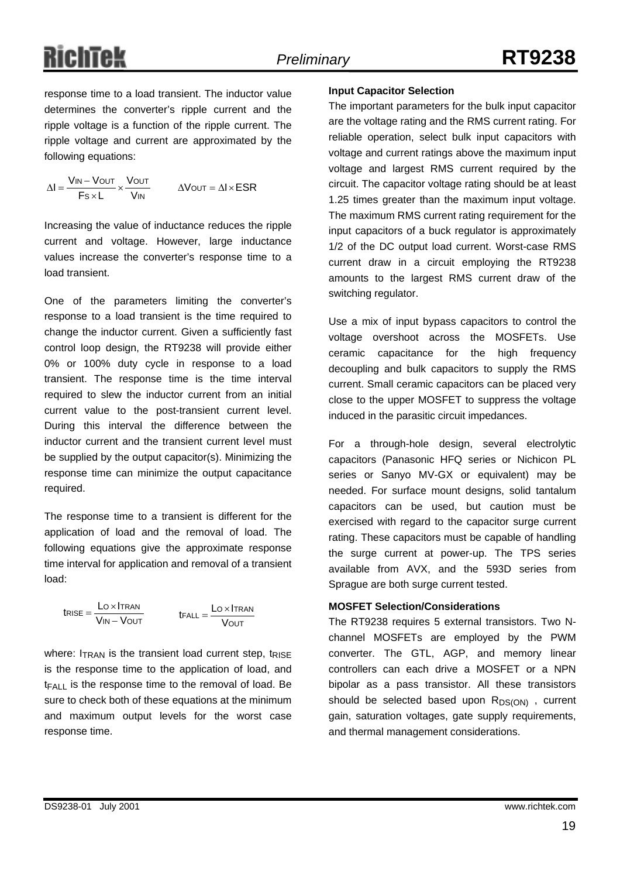response time to a load transient. The inductor value determines the converter's ripple current and the ripple voltage is a function of the ripple current. The ripple voltage and current are approximated by the following equations:

$$\Delta I = \frac{V_{IN} - V_{OUT}}{F_S \times L} \times \frac{V_{OUT}}{V_{IN}} \qquad \Delta V_{OUT} = \Delta I \times ESR$$

Increasing the value of inductance reduces the ripple current and voltage. However, large inductance values increase the converter's response time to a load transient.

One of the parameters limiting the converter's response to a load transient is the time required to change the inductor current. Given a sufficiently fast control loop design, the RT9238 will provide either 0% or 100% duty cycle in response to a load transient. The response time is the time interval required to slew the inductor current from an initial current value to the post-transient current level. During this interval the difference between the inductor current and the transient current level must be supplied by the output capacitor(s). Minimizing the response time can minimize the output capacitance required.

The response time to a transient is different for the application of load and the removal of load. The following equations give the approximate response time interval for application and removal of a transient load:

$$t_{RISE} = \frac{L_O \times I_{TRAN}}{V_{IN} - V_{OUT}} \qquad t_{FALL} = \frac{L_O \times I_{TRAN}}{V_{OUT}}$$

where: $I_{TRAN}$ is the transient load current step, $t_{RISE}$ is the response time to the application of load, and $t_{FALL}$ is the response time to the removal of load. Be sure to check both of these equations at the minimum and maximum output levels for the worst case response time.

**Input Capacitor Selection**

The important parameters for the bulk input capacitor are the voltage rating and the RMS current rating. For reliable operation, select bulk input capacitors with voltage and current ratings above the maximum input voltage and largest RMS current required by the circuit. The capacitor voltage rating should be at least 1.25 times greater than the maximum input voltage. The maximum RMS current rating requirement for the input capacitors of a buck regulator is approximately 1/2 of the DC output load current. Worst-case RMS current draw in a circuit employing the RT9238 amounts to the largest RMS current draw of the switching regulator.

Use a mix of input bypass capacitors to control the voltage overshoot across the MOSFETs. Use ceramic capacitance for the high frequency decoupling and bulk capacitors to supply the RMS current. Small ceramic capacitors can be placed very close to the upper MOSFET to suppress the voltage induced in the parasitic circuit impedances.

For a through-hole design, several electrolytic capacitors (Panasonic HFQ series or Nichicon PL series or Sanyo MV-GX or equivalent) may be needed. For surface mount designs, solid tantalum capacitors can be used, but caution must be exercised with regard to the capacitor surge current rating. These capacitors must be capable of handling the surge current at power-up. The TPS series available from AVX, and the 593D series from Sprague are both surge current tested.

**MOSFET Selection/Considerations**

The RT9238 requires 5 external transistors. Two N-channel MOSFETs are employed by the PWM converter. The GTL, AGP, and memory linear controllers can each drive a MOSFET or a NPN bipolar as a pass transistor. All these transistors should be selected based upon $R_{DS(ON)}$ , current gain, saturation voltages, gate supply requirements, and thermal management considerations.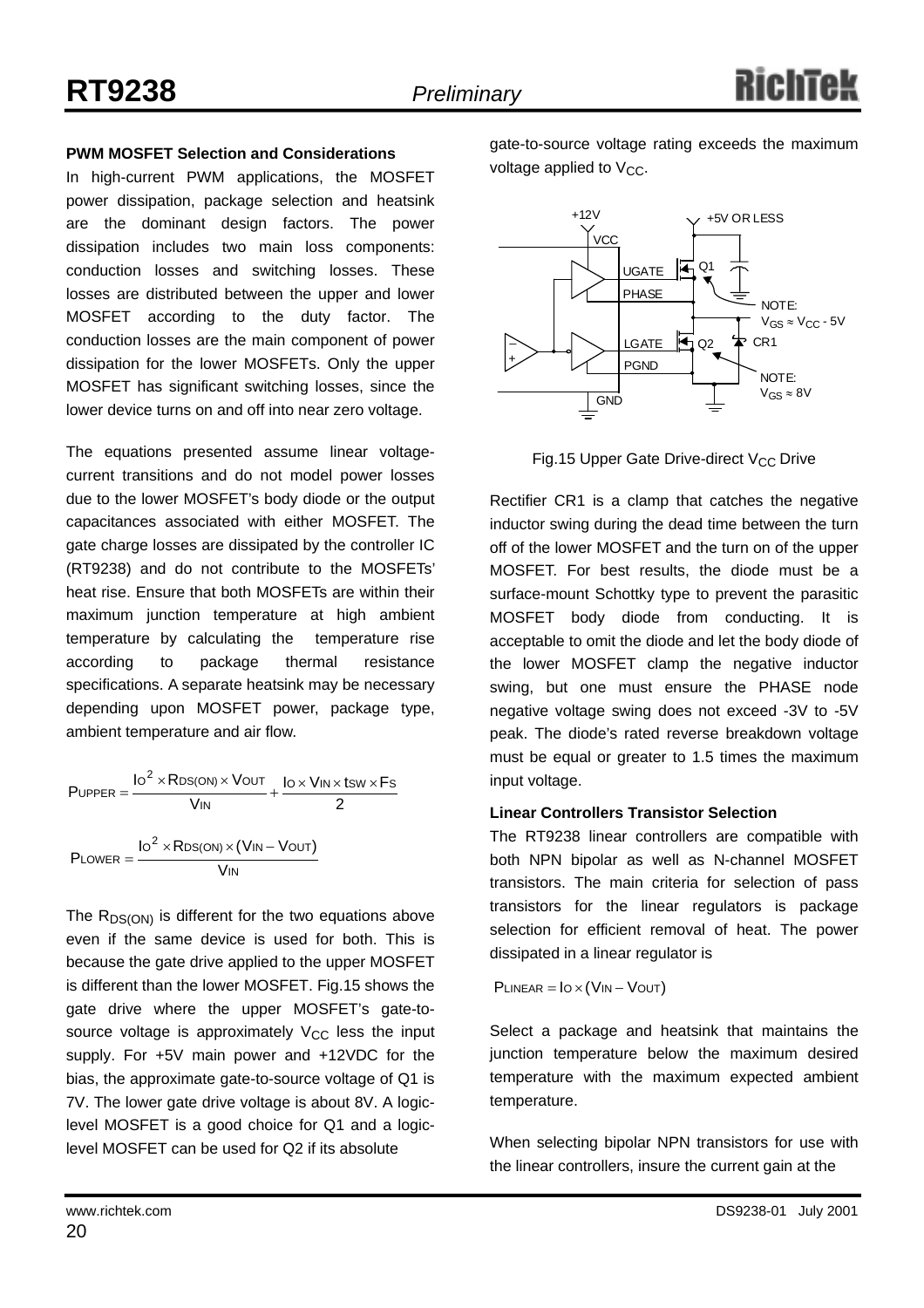### PWM MOSFET Selection and Considerations

In high-current PWM applications, the MOSFET power dissipation, package selection and heatsink are the dominant design factors. The power dissipation includes two main loss components: conduction losses and switching losses. These losses are distributed between the upper and lower MOSFET according to the duty factor. The conduction losses are the main component of power dissipation for the lower MOSFETs. Only the upper MOSFET has significant switching losses, since the lower device turns on and off into near zero voltage.

The equations presented assume linear voltage-current transitions and do not model power losses due to the lower MOSFET's body diode or the output capacitances associated with either MOSFET. The gate charge losses are dissipated by the controller IC (RT9238) and do not contribute to the MOSFETs' heat rise. Ensure that both MOSFETs are within their maximum junction temperature at high ambient temperature by calculating the temperature rise according to package thermal resistance specifications. A separate heatsink may be necessary depending upon MOSFET power, package type, ambient temperature and air flow.

$$P_{UPPER} = \frac{I_O^2 \times R_{DS(ON)} \times V_{OUT}}{V_{IN}} + \frac{I_O \times V_{IN} \times t_{SW} \times F_S}{2}$$

$$P_{LOWER} = \frac{I_O^2 \times R_{DS(ON)} \times (V_{IN} - V_{OUT})}{V_{IN}}$$

The $R_{DS(ON)}$ is different for the two equations above even if the same device is used for both. This is because the gate drive applied to the upper MOSFET is different than the lower MOSFET. Fig.15 shows the gate drive where the upper MOSFET's gate-to-source voltage is approximately $V_{CC}$ less the input supply. For +5V main power and +12VDC for the bias, the approximate gate-to-source voltage of Q1 is 7V. The lower gate drive voltage is about 8V. A logic-level MOSFET is a good choice for Q1 and a logic-level MOSFET can be used for Q2 if its absolute gate-to-source voltage rating exceeds the maximum voltage applied to $V_{CC}$.

Fig.15 Upper Gate Drive-direct $V_{CC}$ Drive

Rectifier CR1 is a clamp that catches the negative inductor swing during the dead time between the turn off of the lower MOSFET and the turn on of the upper MOSFET. For best results, the diode must be a surface-mount Schottky type to prevent the parasitic MOSFET body diode from conducting. It is acceptable to omit the diode and let the body diode of the lower MOSFET clamp the negative inductor swing, but one must ensure the PHASE node negative voltage swing does not exceed -3V to -5V peak. The diode's rated reverse breakdown voltage must be equal or greater to 1.5 times the maximum input voltage.

### Linear Controllers Transistor Selection

The RT9238 linear controllers are compatible with both NPN bipolar as well as N-channel MOSFET transistors. The main criteria for selection of pass transistors for the linear regulators is package selection for efficient removal of heat. The power dissipated in a linear regulator is

$$P_{LINEAR} = I_O \times (V_{IN} - V_{OUT})$$

Select a package and heatsink that maintains the junction temperature below the maximum desired temperature with the maximum expected ambient temperature.

When selecting bipolar NPN transistors for use with the linear controllers, insure the current gain at the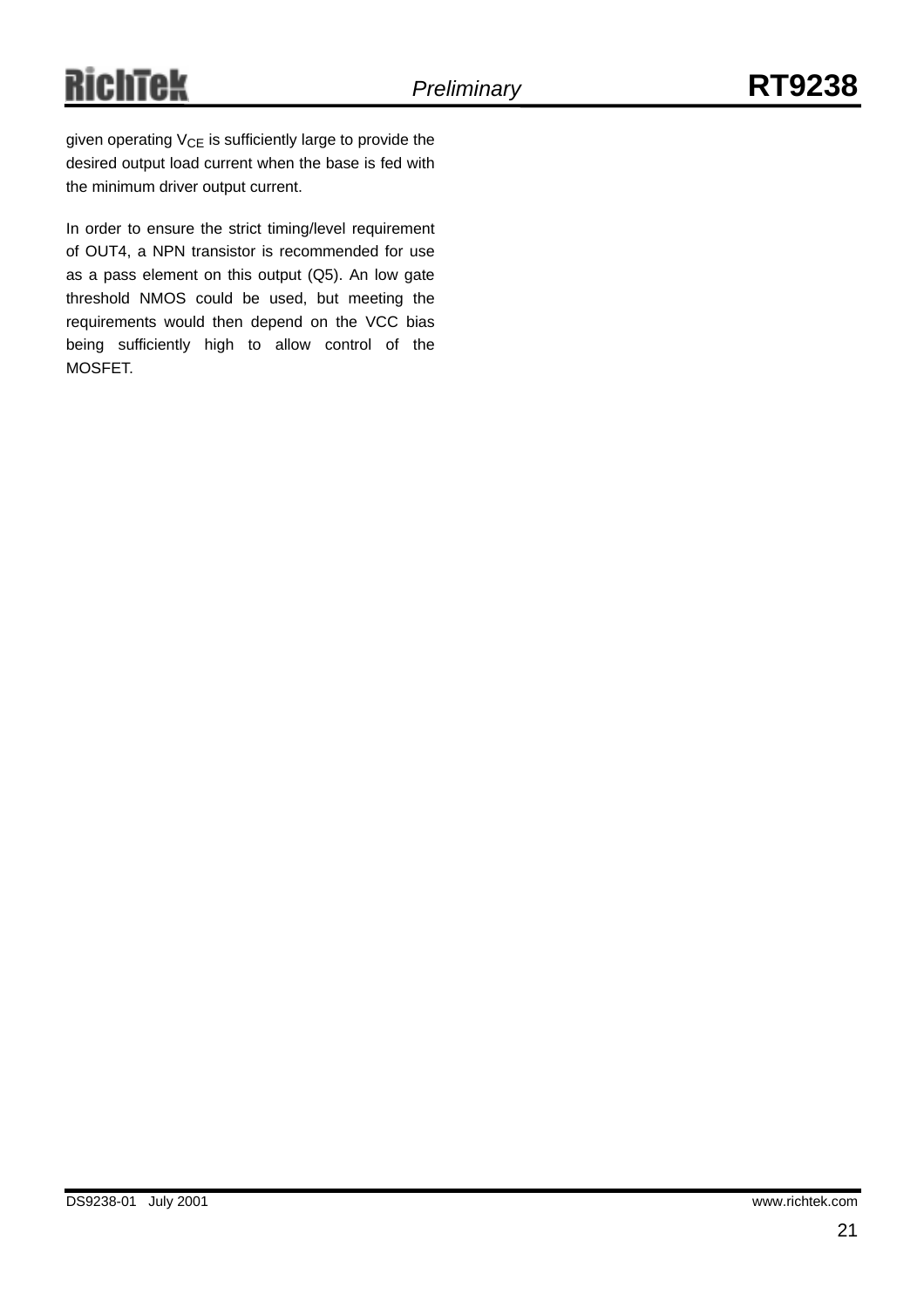given operating $V_{CE}$ is sufficiently large to provide the desired output load current when the base is fed with the minimum driver output current.

In order to ensure the strict timing/level requirement of OUT4, a NPN transistor is recommended for use as a pass element on this output (Q5). An low gate threshold NMOS could be used, but meeting the requirements would then depend on the VCC bias being sufficiently high to allow control of the MOSFET.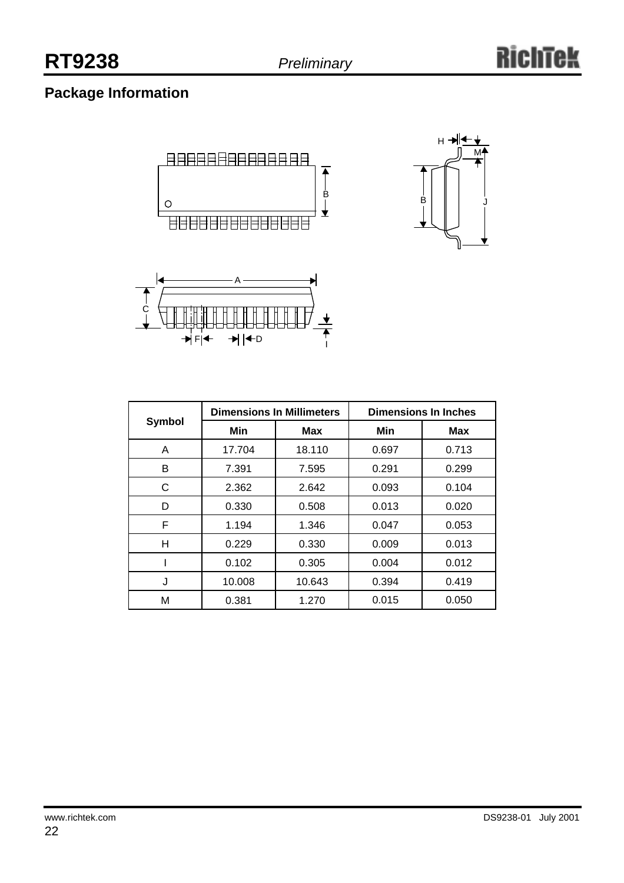## Package Information

H
M
B
B
J
A
C
F
D
I

| Symbol | Dimensions In Millimeters | | Dimensions In Inches | |
|---|---|---|---|---|
| | Min | Max | Min | Max |
| A | 17.704 | 18.110 | 0.697 | 0.713 |
| B | 7.391 | 7.595 | 0.291 | 0.299 |
| C | 2.362 | 2.642 | 0.093 | 0.104 |
| D | 0.330 | 0.508 | 0.013 | 0.020 |
| F | 1.194 | 1.346 | 0.047 | 0.053 |
| H | 0.229 | 0.330 | 0.009 | 0.013 |
| I | 0.102 | 0.305 | 0.004 | 0.012 |
| J | 10.008 | 10.643 | 0.394 | 0.419 |
| M | 0.381 | 1.270 | 0.015 | 0.050 |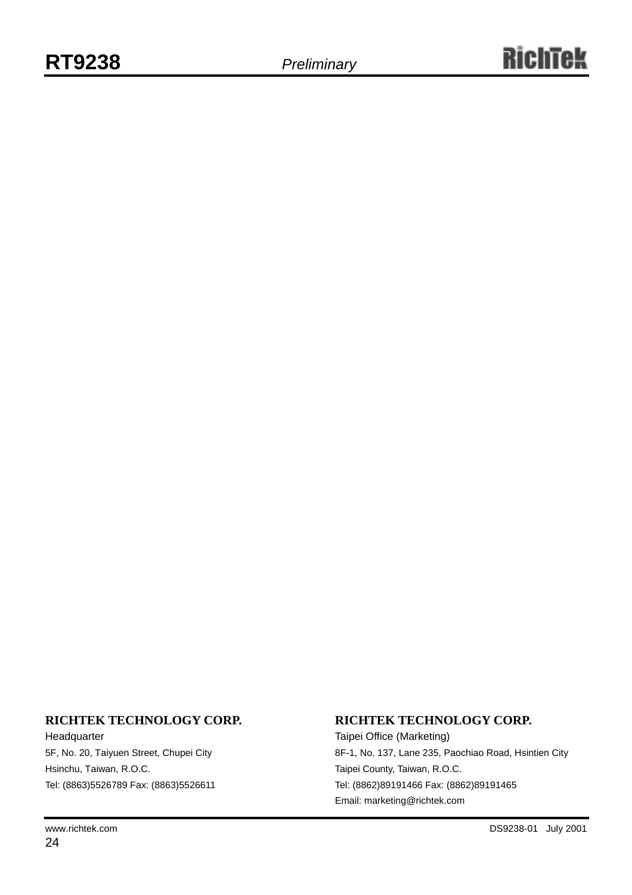**RICHTEK TECHNOLOGY CORP.**

Headquarter

5F, No. 20, Taiyuen Street, Chupei City

Hsinchu, Taiwan, R.O.C.

Tel: (8863)5526789 Fax: (8863)5526611

**RICHTEK TECHNOLOGY CORP.**

Taipei Office (Marketing)

8F-1, No. 137, Lane 235, Paochiao Road, Hsintien City

Taipei County, Taiwan, R.O.C.

Tel: (8862)89191466 Fax: (8862)89191465

Email: marketing@richtek.com